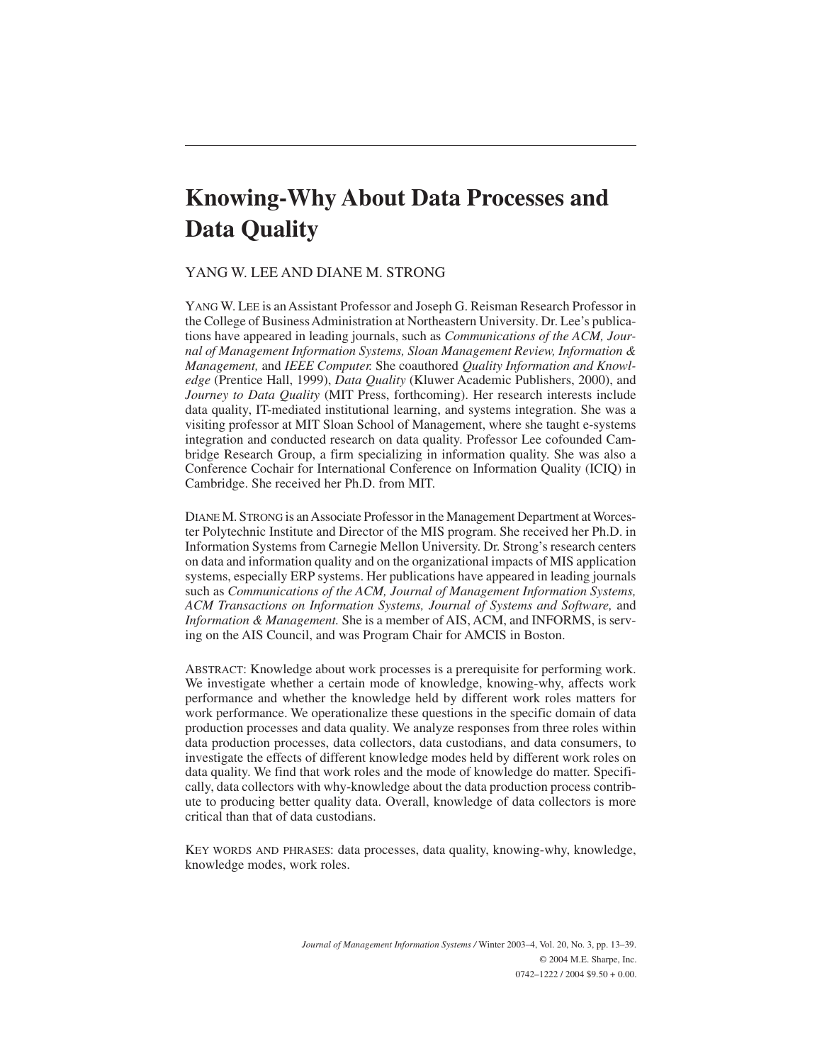# Knowing-Why About Data Processes and Data Quality

YANG W. LEE AND DIANE M. STRONG

YANG W. LEE is an Assistant Professor and Joseph G. Reisman Research Professor in the College of Business Administration at Northeastern University. Dr. Lee's publications have appeared in leading journals, such as *Communications of the ACM, Journal of Management Information Systems, Sloan Management Review, Information & Management,* and *IEEE Computer.* She coauthored *Quality Information and Knowledge* (Prentice Hall, 1999), *Data Quality* (Kluwer Academic Publishers, 2000), and *Journey to Data Quality* (MIT Press, forthcoming). Her research interests include data quality, IT-mediated institutional learning, and systems integration. She was a visiting professor at MIT Sloan School of Management, where she taught e-systems integration and conducted research on data quality. Professor Lee cofounded Cambridge Research Group, a firm specializing in information quality. She was also a Conference Cochair for International Conference on Information Quality (ICIQ) in Cambridge. She received her Ph.D. from MIT.

DIANE M. STRONG is an Associate Professor in the Management Department at Worcester Polytechnic Institute and Director of the MIS program. She received her Ph.D. in Information Systems from Carnegie Mellon University. Dr. Strong's research centers on data and information quality and on the organizational impacts of MIS application systems, especially ERP systems. Her publications have appeared in leading journals such as *Communications of the ACM, Journal of Management Information Systems, ACM Transactions on Information Systems, Journal of Systems and Software,* and *Information & Management.* She is a member of AIS, ACM, and INFORMS, is serving on the AIS Council, and was Program Chair for AMCIS in Boston.

ABSTRACT: Knowledge about work processes is a prerequisite for performing work. We investigate whether a certain mode of knowledge, knowing-why, affects work performance and whether the knowledge held by different work roles matters for work performance. We operationalize these questions in the specific domain of data production processes and data quality. We analyze responses from three roles within data production processes, data collectors, data custodians, and data consumers, to investigate the effects of different knowledge modes held by different work roles on data quality. We find that work roles and the mode of knowledge do matter. Specifically, data collectors with why-knowledge about the data production process contribute to producing better quality data. Overall, knowledge of data collectors is more critical than that of data custodians.

KEY WORDS AND PHRASES: data processes, data quality, knowing-why, knowledge, knowledge modes, work roles.

*Journal of Management Information Systems* / Winter 2003–4, Vol. 20, No. 3, pp. 13–39.
© 2004 M.E. Sharpe, Inc.
0742–1222 / 2004 $9.50 + 0.00.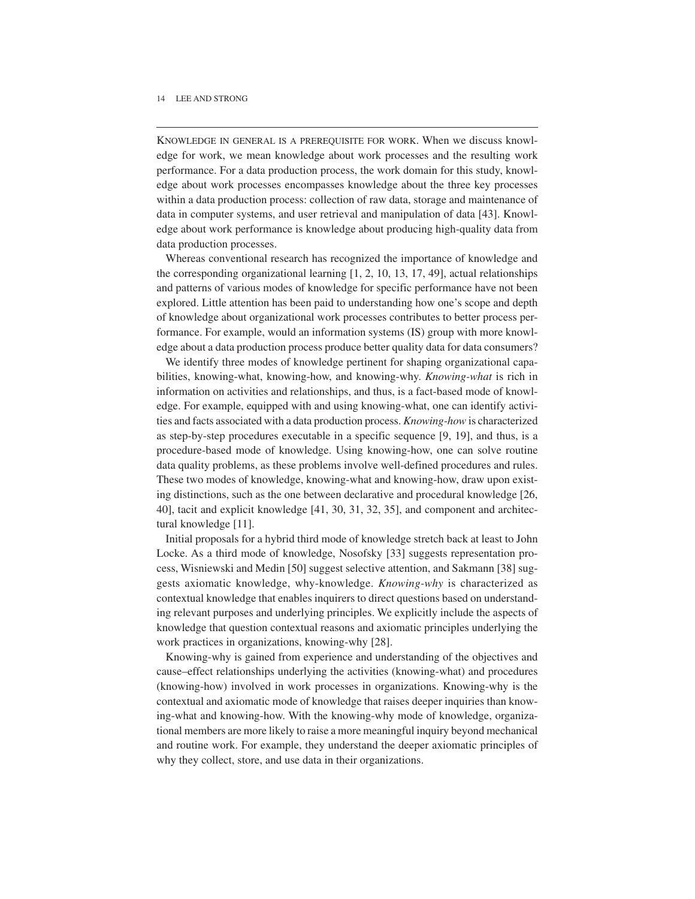KNOWLEDGE IN GENERAL IS A PREREQUISITE FOR WORK. When we discuss knowledge for work, we mean knowledge about work processes and the resulting work performance. For a data production process, the work domain for this study, knowledge about work processes encompasses knowledge about the three key processes within a data production process: collection of raw data, storage and maintenance of data in computer systems, and user retrieval and manipulation of data [43]. Knowledge about work performance is knowledge about producing high-quality data from data production processes.

Whereas conventional research has recognized the importance of knowledge and the corresponding organizational learning [1, 2, 10, 13, 17, 49], actual relationships and patterns of various modes of knowledge for specific performance have not been explored. Little attention has been paid to understanding how one's scope and depth of knowledge about organizational work processes contributes to better process performance. For example, would an information systems (IS) group with more knowledge about a data production process produce better quality data for data consumers?

We identify three modes of knowledge pertinent for shaping organizational capabilities, knowing-what, knowing-how, and knowing-why. *Knowing-what* is rich in information on activities and relationships, and thus, is a fact-based mode of knowledge. For example, equipped with and using knowing-what, one can identify activities and facts associated with a data production process. *Knowing-how* is characterized as step-by-step procedures executable in a specific sequence [9, 19], and thus, is a procedure-based mode of knowledge. Using knowing-how, one can solve routine data quality problems, as these problems involve well-defined procedures and rules. These two modes of knowledge, knowing-what and knowing-how, draw upon existing distinctions, such as the one between declarative and procedural knowledge [26, 40], tacit and explicit knowledge [41, 30, 31, 32, 35], and component and architectural knowledge [11].

Initial proposals for a hybrid third mode of knowledge stretch back at least to John Locke. As a third mode of knowledge, Nosofsky [33] suggests representation process, Wisniewski and Medin [50] suggest selective attention, and Sakmann [38] suggests axiomatic knowledge, why-knowledge. *Knowing-why* is characterized as contextual knowledge that enables inquirers to direct questions based on understanding relevant purposes and underlying principles. We explicitly include the aspects of knowledge that question contextual reasons and axiomatic principles underlying the work practices in organizations, knowing-why [28].

Knowing-why is gained from experience and understanding of the objectives and cause–effect relationships underlying the activities (knowing-what) and procedures (knowing-how) involved in work processes in organizations. Knowing-why is the contextual and axiomatic mode of knowledge that raises deeper inquiries than knowing-what and knowing-how. With the knowing-why mode of knowledge, organizational members are more likely to raise a more meaningful inquiry beyond mechanical and routine work. For example, they understand the deeper axiomatic principles of why they collect, store, and use data in their organizations.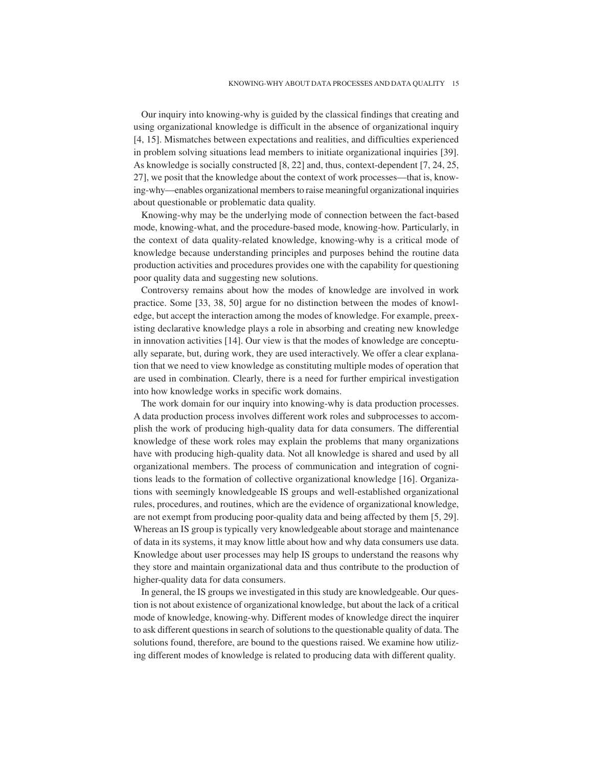Our inquiry into knowing-why is guided by the classical findings that creating and using organizational knowledge is difficult in the absence of organizational inquiry [4, 15]. Mismatches between expectations and realities, and difficulties experienced in problem solving situations lead members to initiate organizational inquiries [39]. As knowledge is socially constructed [8, 22] and, thus, context-dependent [7, 24, 25, 27], we posit that the knowledge about the context of work processes—that is, knowing-why—enables organizational members to raise meaningful organizational inquiries about questionable or problematic data quality.

Knowing-why may be the underlying mode of connection between the fact-based mode, knowing-what, and the procedure-based mode, knowing-how. Particularly, in the context of data quality-related knowledge, knowing-why is a critical mode of knowledge because understanding principles and purposes behind the routine data production activities and procedures provides one with the capability for questioning poor quality data and suggesting new solutions.

Controversy remains about how the modes of knowledge are involved in work practice. Some [33, 38, 50] argue for no distinction between the modes of knowledge, but accept the interaction among the modes of knowledge. For example, preexisting declarative knowledge plays a role in absorbing and creating new knowledge in innovation activities [14]. Our view is that the modes of knowledge are conceptually separate, but, during work, they are used interactively. We offer a clear explanation that we need to view knowledge as constituting multiple modes of operation that are used in combination. Clearly, there is a need for further empirical investigation into how knowledge works in specific work domains.

The work domain for our inquiry into knowing-why is data production processes. A data production process involves different work roles and subprocesses to accomplish the work of producing high-quality data for data consumers. The differential knowledge of these work roles may explain the problems that many organizations have with producing high-quality data. Not all knowledge is shared and used by all organizational members. The process of communication and integration of cognitions leads to the formation of collective organizational knowledge [16]. Organizations with seemingly knowledgeable IS groups and well-established organizational rules, procedures, and routines, which are the evidence of organizational knowledge, are not exempt from producing poor-quality data and being affected by them [5, 29]. Whereas an IS group is typically very knowledgeable about storage and maintenance of data in its systems, it may know little about how and why data consumers use data. Knowledge about user processes may help IS groups to understand the reasons why they store and maintain organizational data and thus contribute to the production of higher-quality data for data consumers.

In general, the IS groups we investigated in this study are knowledgeable. Our question is not about existence of organizational knowledge, but about the lack of a critical mode of knowledge, knowing-why. Different modes of knowledge direct the inquirer to ask different questions in search of solutions to the questionable quality of data. The solutions found, therefore, are bound to the questions raised. We examine how utilizing different modes of knowledge is related to producing data with different quality.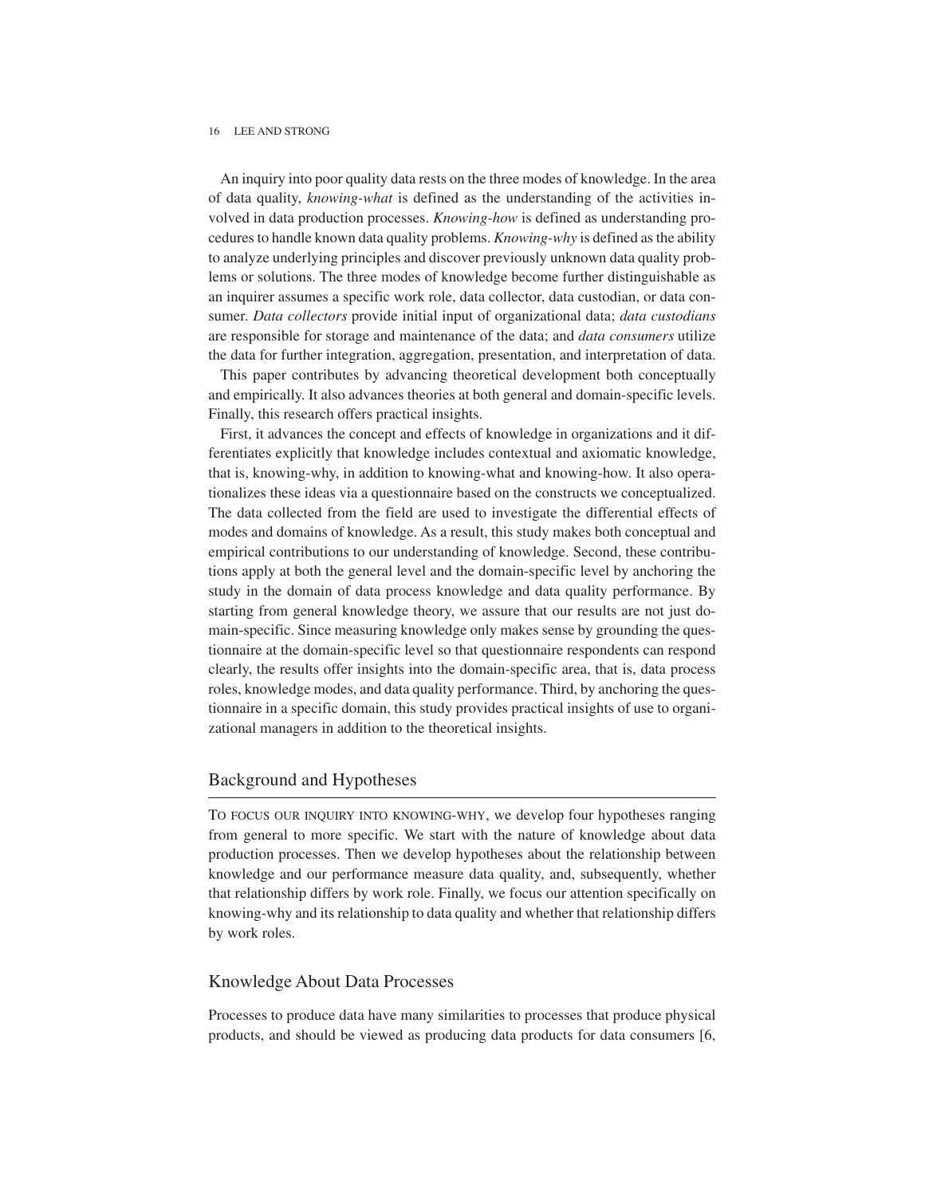An inquiry into poor quality data rests on the three modes of knowledge. In the area of data quality, *knowing-what* is defined as the understanding of the activities involved in data production processes. *Knowing-how* is defined as understanding procedures to handle known data quality problems. *Knowing-why* is defined as the ability to analyze underlying principles and discover previously unknown data quality problems or solutions. The three modes of knowledge become further distinguishable as an inquirer assumes a specific work role, data collector, data custodian, or data consumer. *Data collectors* provide initial input of organizational data; *data custodians* are responsible for storage and maintenance of the data; and *data consumers* utilize the data for further integration, aggregation, presentation, and interpretation of data.

This paper contributes by advancing theoretical development both conceptually and empirically. It also advances theories at both general and domain-specific levels. Finally, this research offers practical insights.

First, it advances the concept and effects of knowledge in organizations and it differentiates explicitly that knowledge includes contextual and axiomatic knowledge, that is, knowing-why, in addition to knowing-what and knowing-how. It also operationalizes these ideas via a questionnaire based on the constructs we conceptualized. The data collected from the field are used to investigate the differential effects of modes and domains of knowledge. As a result, this study makes both conceptual and empirical contributions to our understanding of knowledge. Second, these contributions apply at both the general level and the domain-specific level by anchoring the study in the domain of data process knowledge and data quality performance. By starting from general knowledge theory, we assure that our results are not just domain-specific. Since measuring knowledge only makes sense by grounding the questionnaire at the domain-specific level so that questionnaire respondents can respond clearly, the results offer insights into the domain-specific area, that is, data process roles, knowledge modes, and data quality performance. Third, by anchoring the questionnaire in a specific domain, this study provides practical insights of use to organizational managers in addition to the theoretical insights.

## Background and Hypotheses

To focus our inquiry into knowing-why, we develop four hypotheses ranging from general to more specific. We start with the nature of knowledge about data production processes. Then we develop hypotheses about the relationship between knowledge and our performance measure data quality, and, subsequently, whether that relationship differs by work role. Finally, we focus our attention specifically on knowing-why and its relationship to data quality and whether that relationship differs by work roles.

## Knowledge About Data Processes

Processes to produce data have many similarities to processes that produce physical products, and should be viewed as producing data products for data consumers [6,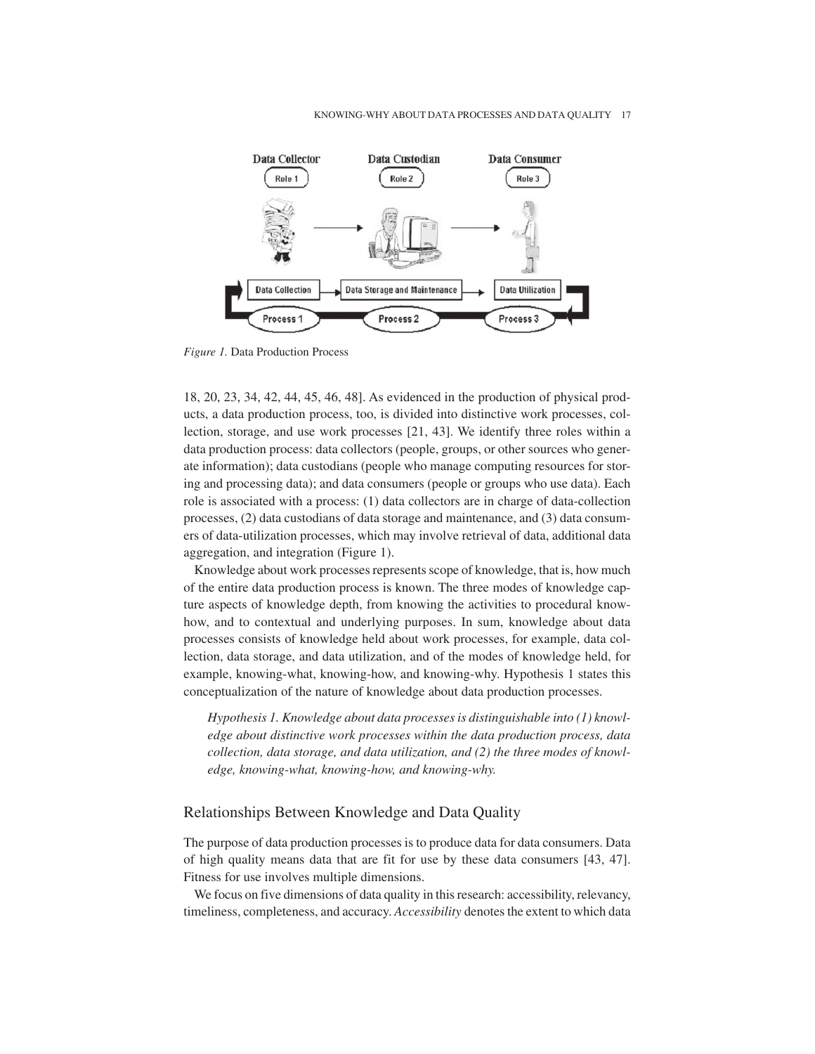*Figure 1.* Data Production Process

18, 20, 23, 34, 42, 44, 45, 46, 48]. As evidenced in the production of physical products, a data production process, too, is divided into distinctive work processes, collection, storage, and use work processes [21, 43]. We identify three roles within a data production process: data collectors (people, groups, or other sources who generate information); data custodians (people who manage computing resources for storing and processing data); and data consumers (people or groups who use data). Each role is associated with a process: (1) data collectors are in charge of data-collection processes, (2) data custodians of data storage and maintenance, and (3) data consumers of data-utilization processes, which may involve retrieval of data, additional data aggregation, and integration (Figure 1).

Knowledge about work processes represents scope of knowledge, that is, how much of the entire data production process is known. The three modes of knowledge capture aspects of knowledge depth, from knowing the activities to procedural know-how, and to contextual and underlying purposes. In sum, knowledge about data processes consists of knowledge held about work processes, for example, data collection, data storage, and data utilization, and of the modes of knowledge held, for example, knowing-what, knowing-how, and knowing-why. Hypothesis 1 states this conceptualization of the nature of knowledge about data production processes.

> *Hypothesis 1. Knowledge about data processes is distinguishable into (1) knowledge about distinctive work processes within the data production process, data collection, data storage, and data utilization, and (2) the three modes of knowledge, knowing-what, knowing-how, and knowing-why.*

## Relationships Between Knowledge and Data Quality

The purpose of data production processes is to produce data for data consumers. Data of high quality means data that are fit for use by these data consumers [43, 47]. Fitness for use involves multiple dimensions.

We focus on five dimensions of data quality in this research: accessibility, relevancy, timeliness, completeness, and accuracy. *Accessibility* denotes the extent to which data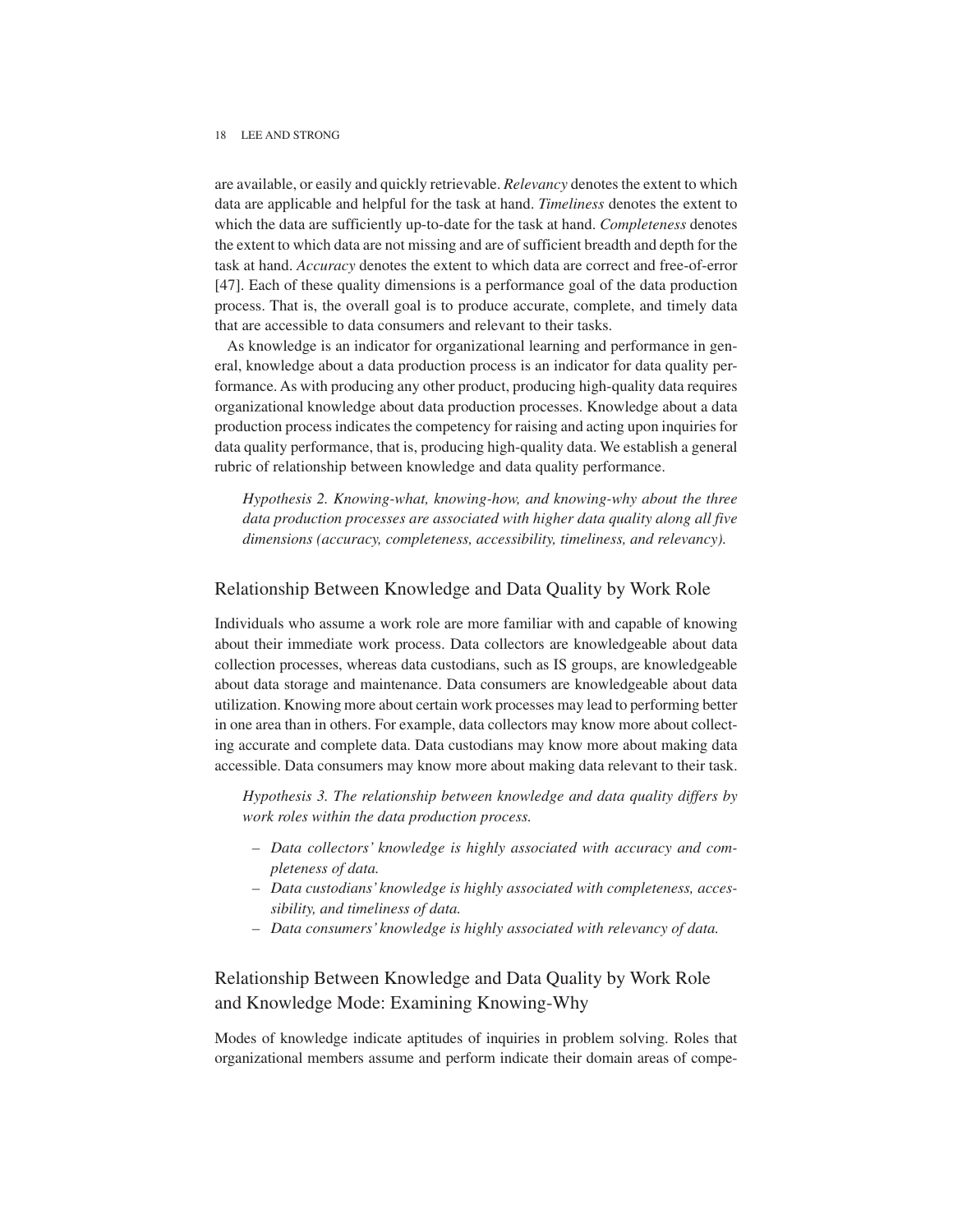are available, or easily and quickly retrievable. *Relevancy* denotes the extent to which data are applicable and helpful for the task at hand. *Timeliness* denotes the extent to which the data are sufficiently up-to-date for the task at hand. *Completeness* denotes the extent to which data are not missing and are of sufficient breadth and depth for the task at hand. *Accuracy* denotes the extent to which data are correct and free-of-error [47]. Each of these quality dimensions is a performance goal of the data production process. That is, the overall goal is to produce accurate, complete, and timely data that are accessible to data consumers and relevant to their tasks.

As knowledge is an indicator for organizational learning and performance in general, knowledge about a data production process is an indicator for data quality performance. As with producing any other product, producing high-quality data requires organizational knowledge about data production processes. Knowledge about a data production process indicates the competency for raising and acting upon inquiries for data quality performance, that is, producing high-quality data. We establish a general rubric of relationship between knowledge and data quality performance.

> *Hypothesis 2. Knowing-what, knowing-how, and knowing-why about the three data production processes are associated with higher data quality along all five dimensions (accuracy, completeness, accessibility, timeliness, and relevancy).*

## Relationship Between Knowledge and Data Quality by Work Role

Individuals who assume a work role are more familiar with and capable of knowing about their immediate work process. Data collectors are knowledgeable about data collection processes, whereas data custodians, such as IS groups, are knowledgeable about data storage and maintenance. Data consumers are knowledgeable about data utilization. Knowing more about certain work processes may lead to performing better in one area than in others. For example, data collectors may know more about collecting accurate and complete data. Data custodians may know more about making data accessible. Data consumers may know more about making data relevant to their task.

> *Hypothesis 3. The relationship between knowledge and data quality differs by work roles within the data production process.*
>
> – *Data collectors' knowledge is highly associated with accuracy and completeness of data.*
> – *Data custodians' knowledge is highly associated with completeness, accessibility, and timeliness of data.*
> – *Data consumers' knowledge is highly associated with relevancy of data.*

## Relationship Between Knowledge and Data Quality by Work Role and Knowledge Mode: Examining Knowing-Why

Modes of knowledge indicate aptitudes of inquiries in problem solving. Roles that organizational members assume and perform indicate their domain areas of compe-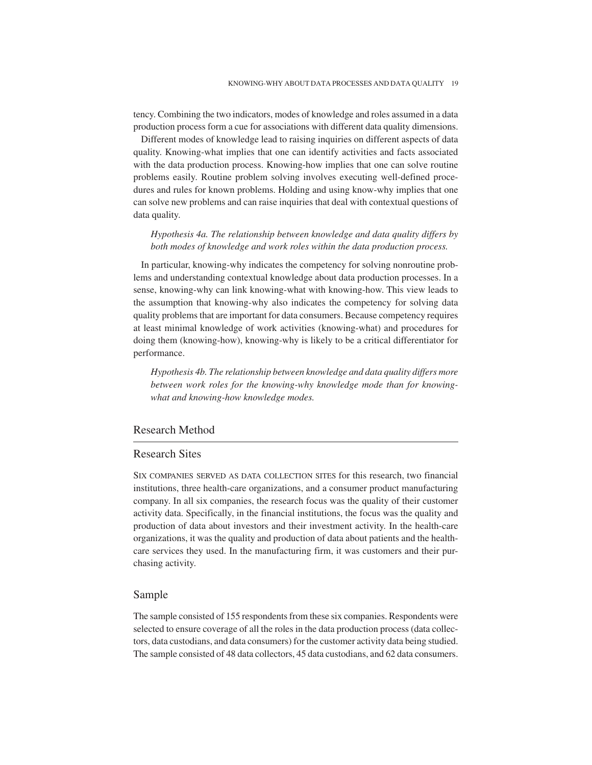tency. Combining the two indicators, modes of knowledge and roles assumed in a data production process form a cue for associations with different data quality dimensions.

Different modes of knowledge lead to raising inquiries on different aspects of data quality. Knowing-what implies that one can identify activities and facts associated with the data production process. Knowing-how implies that one can solve routine problems easily. Routine problem solving involves executing well-defined procedures and rules for known problems. Holding and using know-why implies that one can solve new problems and can raise inquiries that deal with contextual questions of data quality.

> *Hypothesis 4a. The relationship between knowledge and data quality differs by both modes of knowledge and work roles within the data production process.*

In particular, knowing-why indicates the competency for solving nonroutine problems and understanding contextual knowledge about data production processes. In a sense, knowing-why can link knowing-what with knowing-how. This view leads to the assumption that knowing-why also indicates the competency for solving data quality problems that are important for data consumers. Because competency requires at least minimal knowledge of work activities (knowing-what) and procedures for doing them (knowing-how), knowing-why is likely to be a critical differentiator for performance.

> *Hypothesis 4b. The relationship between knowledge and data quality differs more between work roles for the knowing-why knowledge mode than for knowing-what and knowing-how knowledge modes.*

## Research Method

### Research Sites

SIX COMPANIES SERVED AS DATA COLLECTION SITES for this research, two financial institutions, three health-care organizations, and a consumer product manufacturing company. In all six companies, the research focus was the quality of their customer activity data. Specifically, in the financial institutions, the focus was the quality and production of data about investors and their investment activity. In the health-care organizations, it was the quality and production of data about patients and the health-care services they used. In the manufacturing firm, it was customers and their purchasing activity.

### Sample

The sample consisted of 155 respondents from these six companies. Respondents were selected to ensure coverage of all the roles in the data production process (data collectors, data custodians, and data consumers) for the customer activity data being studied. The sample consisted of 48 data collectors, 45 data custodians, and 62 data consumers.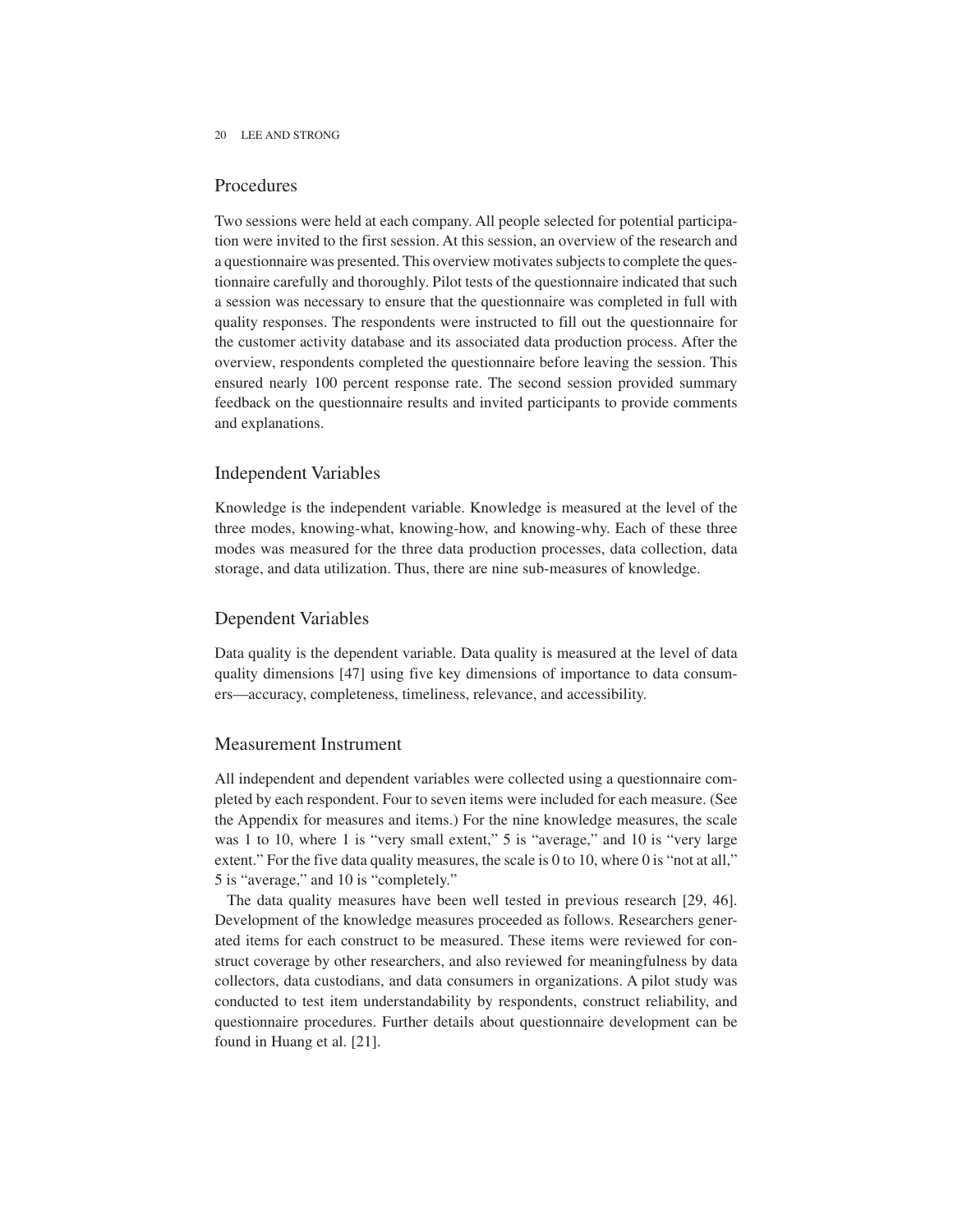## Procedures

Two sessions were held at each company. All people selected for potential participation were invited to the first session. At this session, an overview of the research and a questionnaire was presented. This overview motivates subjects to complete the questionnaire carefully and thoroughly. Pilot tests of the questionnaire indicated that such a session was necessary to ensure that the questionnaire was completed in full with quality responses. The respondents were instructed to fill out the questionnaire for the customer activity database and its associated data production process. After the overview, respondents completed the questionnaire before leaving the session. This ensured nearly 100 percent response rate. The second session provided summary feedback on the questionnaire results and invited participants to provide comments and explanations.

## Independent Variables

Knowledge is the independent variable. Knowledge is measured at the level of the three modes, knowing-what, knowing-how, and knowing-why. Each of these three modes was measured for the three data production processes, data collection, data storage, and data utilization. Thus, there are nine sub-measures of knowledge.

## Dependent Variables

Data quality is the dependent variable. Data quality is measured at the level of data quality dimensions [47] using five key dimensions of importance to data consumers—accuracy, completeness, timeliness, relevance, and accessibility.

## Measurement Instrument

All independent and dependent variables were collected using a questionnaire completed by each respondent. Four to seven items were included for each measure. (See the Appendix for measures and items.) For the nine knowledge measures, the scale was 1 to 10, where 1 is "very small extent," 5 is "average," and 10 is "very large extent." For the five data quality measures, the scale is 0 to 10, where 0 is "not at all," 5 is "average," and 10 is "completely."

The data quality measures have been well tested in previous research [29, 46]. Development of the knowledge measures proceeded as follows. Researchers generated items for each construct to be measured. These items were reviewed for construct coverage by other researchers, and also reviewed for meaningfulness by data collectors, data custodians, and data consumers in organizations. A pilot study was conducted to test item understandability by respondents, construct reliability, and questionnaire procedures. Further details about questionnaire development can be found in Huang et al. [21].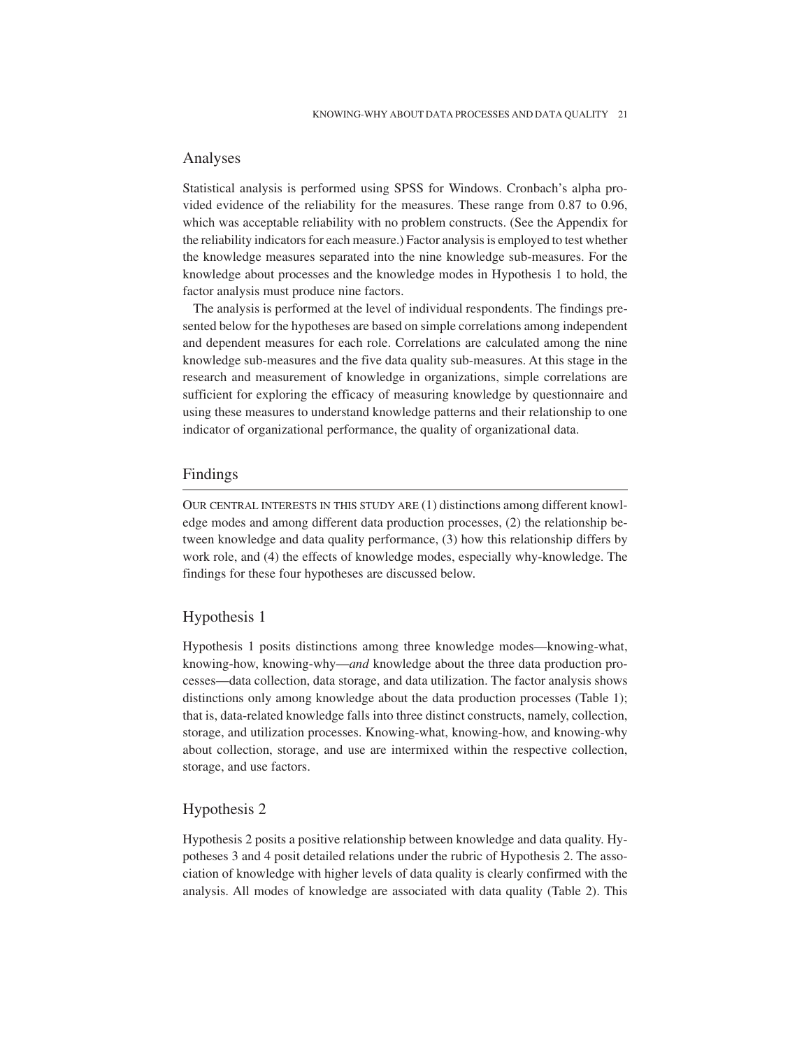## Analyses

Statistical analysis is performed using SPSS for Windows. Cronbach's alpha provided evidence of the reliability for the measures. These range from 0.87 to 0.96, which was acceptable reliability with no problem constructs. (See the Appendix for the reliability indicators for each measure.) Factor analysis is employed to test whether the knowledge measures separated into the nine knowledge sub-measures. For the knowledge about processes and the knowledge modes in Hypothesis 1 to hold, the factor analysis must produce nine factors.

The analysis is performed at the level of individual respondents. The findings presented below for the hypotheses are based on simple correlations among independent and dependent measures for each role. Correlations are calculated among the nine knowledge sub-measures and the five data quality sub-measures. At this stage in the research and measurement of knowledge in organizations, simple correlations are sufficient for exploring the efficacy of measuring knowledge by questionnaire and using these measures to understand knowledge patterns and their relationship to one indicator of organizational performance, the quality of organizational data.

## Findings

OUR CENTRAL INTERESTS IN THIS STUDY ARE (1) distinctions among different knowledge modes and among different data production processes, (2) the relationship between knowledge and data quality performance, (3) how this relationship differs by work role, and (4) the effects of knowledge modes, especially why-knowledge. The findings for these four hypotheses are discussed below.

### Hypothesis 1

Hypothesis 1 posits distinctions among three knowledge modes—knowing-what, knowing-how, knowing-why—*and* knowledge about the three data production processes—data collection, data storage, and data utilization. The factor analysis shows distinctions only among knowledge about the data production processes (Table 1); that is, data-related knowledge falls into three distinct constructs, namely, collection, storage, and utilization processes. Knowing-what, knowing-how, and knowing-why about collection, storage, and use are intermixed within the respective collection, storage, and use factors.

### Hypothesis 2

Hypothesis 2 posits a positive relationship between knowledge and data quality. Hypotheses 3 and 4 posit detailed relations under the rubric of Hypothesis 2. The association of knowledge with higher levels of data quality is clearly confirmed with the analysis. All modes of knowledge are associated with data quality (Table 2). This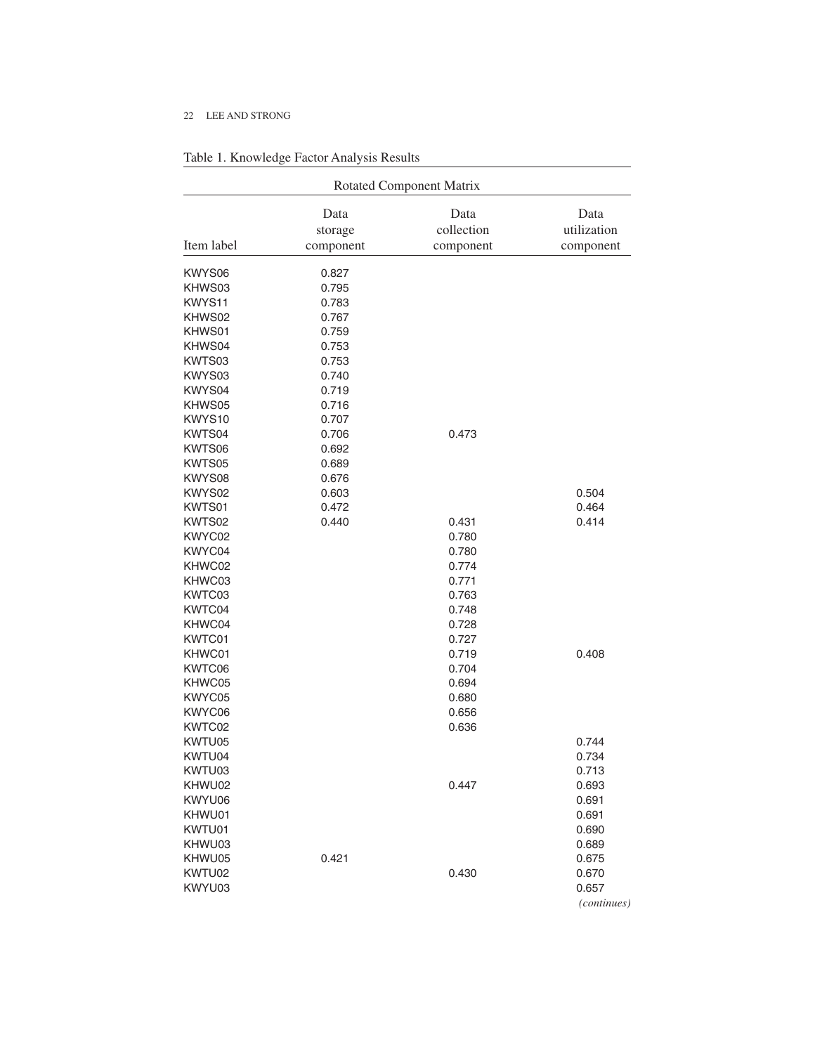Table 1. Knowledge Factor Analysis Results

| Rotated Component Matrix | | | |
|---|---|---|---|
| Item label | Data storage component | Data collection component | Data utilization component |
| KWYS06 | 0.827 | | |
| KHWS03 | 0.795 | | |
| KWYS11 | 0.783 | | |
| KHWS02 | 0.767 | | |
| KHWS01 | 0.759 | | |
| KHWS04 | 0.753 | | |
| KWTS03 | 0.753 | | |
| KWYS03 | 0.740 | | |
| KWYS04 | 0.719 | | |
| KHWS05 | 0.716 | | |
| KWYS10 | 0.707 | | |
| KWTS04 | 0.706 | 0.473 | |
| KWTS06 | 0.692 | | |
| KWTS05 | 0.689 | | |
| KWYS08 | 0.676 | | |
| KWYS02 | 0.603 | | 0.504 |
| KWTS01 | 0.472 | | 0.464 |
| KWTS02 | 0.440 | 0.431 | 0.414 |
| KWYC02 | | 0.780 | |
| KWYC04 | | 0.780 | |
| KHWC02 | | 0.774 | |
| KHWC03 | | 0.771 | |
| KWTC03 | | 0.763 | |
| KWTC04 | | 0.748 | |
| KHWC04 | | 0.728 | |
| KWTC01 | | 0.727 | |
| KHWC01 | | 0.719 | 0.408 |
| KWTC06 | | 0.704 | |
| KHWC05 | | 0.694 | |
| KWYC05 | | 0.680 | |
| KWYC06 | | 0.656 | |
| KWTC02 | | 0.636 | |
| KWTU05 | | | 0.744 |
| KWTU04 | | | 0.734 |
| KWTU03 | | | 0.713 |
| KHWU02 | | 0.447 | 0.693 |
| KWYU06 | | | 0.691 |
| KHWU01 | | | 0.691 |
| KWTU01 | | | 0.690 |
| KHWU03 | | | 0.689 |
| KHWU05 | 0.421 | | 0.675 |
| KWTU02 | | 0.430 | 0.670 |
| KWYU03 | | | 0.657 |

*(continues)*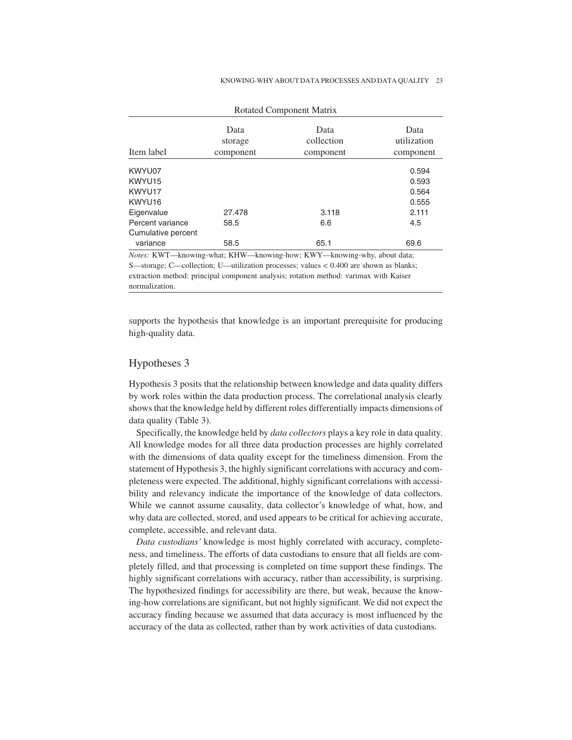Rotated Component Matrix

| Item label | Data storage component | Data collection component | Data utilization component |
|---|---|---|---|
| KWYU07 | | | 0.594 |
| KWYU15 | | | 0.593 |
| KWYU17 | | | 0.564 |
| KWYU16 | | | 0.555 |
| Eigenvalue | 27.478 | 3.118 | 2.111 |
| Percent variance | 58.5 | 6.6 | 4.5 |
| Cumulative percent variance | 58.5 | 65.1 | 69.6 |

*Notes:* KWT—knowing-what; KHW—knowing-how; KWY—knowing-why, about data; S—storage; C—collection; U—utilization processes; values < 0.400 are shown as blanks; extraction method: principal component analysis; rotation method: varimax with Kaiser normalization.

supports the hypothesis that knowledge is an important prerequisite for producing high-quality data.

## Hypotheses 3

Hypothesis 3 posits that the relationship between knowledge and data quality differs by work roles within the data production process. The correlational analysis clearly shows that the knowledge held by different roles differentially impacts dimensions of data quality (Table 3).

Specifically, the knowledge held by *data collectors* plays a key role in data quality. All knowledge modes for all three data production processes are highly correlated with the dimensions of data quality except for the timeliness dimension. From the statement of Hypothesis 3, the highly significant correlations with accuracy and completeness were expected. The additional, highly significant correlations with accessibility and relevancy indicate the importance of the knowledge of data collectors. While we cannot assume causality, data collector's knowledge of what, how, and why data are collected, stored, and used appears to be critical for achieving accurate, complete, accessible, and relevant data.

*Data custodians'* knowledge is most highly correlated with accuracy, completeness, and timeliness. The efforts of data custodians to ensure that all fields are completely filled, and that processing is completed on time support these findings. The highly significant correlations with accuracy, rather than accessibility, is surprising. The hypothesized findings for accessibility are there, but weak, because the knowing-how correlations are significant, but not highly significant. We did not expect the accuracy finding because we assumed that data accuracy is most influenced by the accuracy of the data as collected, rather than by work activities of data custodians.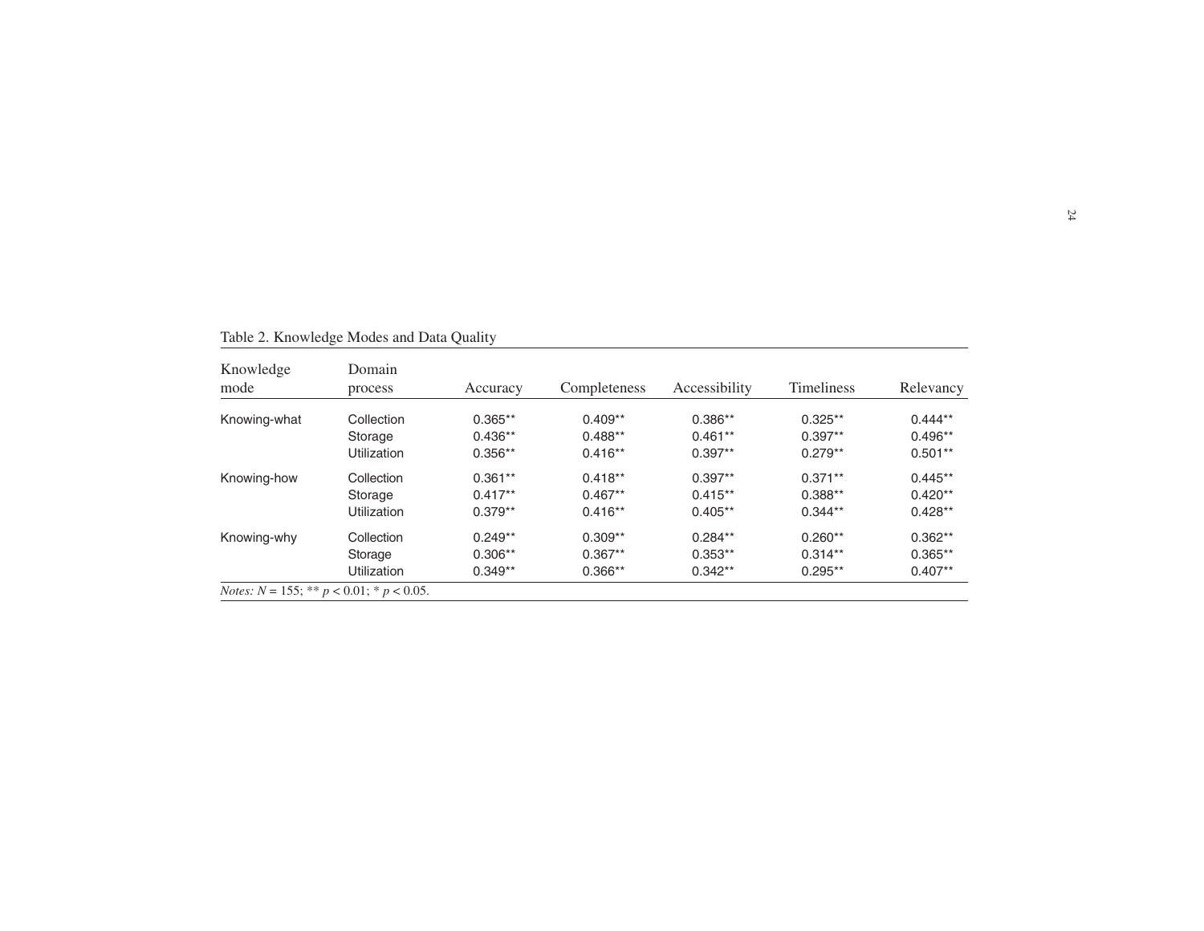Table 2. Knowledge Modes and Data Quality

| Knowledge mode | Domain process | Accuracy | Completeness | Accessibility | Timeliness | Relevancy |
|---|---|---|---|---|---|---|
| Knowing-what | Collection | 0.365** | 0.409** | 0.386** | 0.325** | 0.444** |
| | Storage | 0.436** | 0.488** | 0.461** | 0.397** | 0.496** |
| | Utilization | 0.356** | 0.416** | 0.397** | 0.279** | 0.501** |
| Knowing-how | Collection | 0.361** | 0.418** | 0.397** | 0.371** | 0.445** |
| | Storage | 0.417** | 0.467** | 0.415** | 0.388** | 0.420** |
| | Utilization | 0.379** | 0.416** | 0.405** | 0.344** | 0.428** |
| Knowing-why | Collection | 0.249** | 0.309** | 0.284** | 0.260** | 0.362** |
| | Storage | 0.306** | 0.367** | 0.353** | 0.314** | 0.365** |
| | Utilization | 0.349** | 0.366** | 0.342** | 0.295** | 0.407** |

*Notes:* $N = 155$; ** $p < 0.01$; * $p < 0.05$.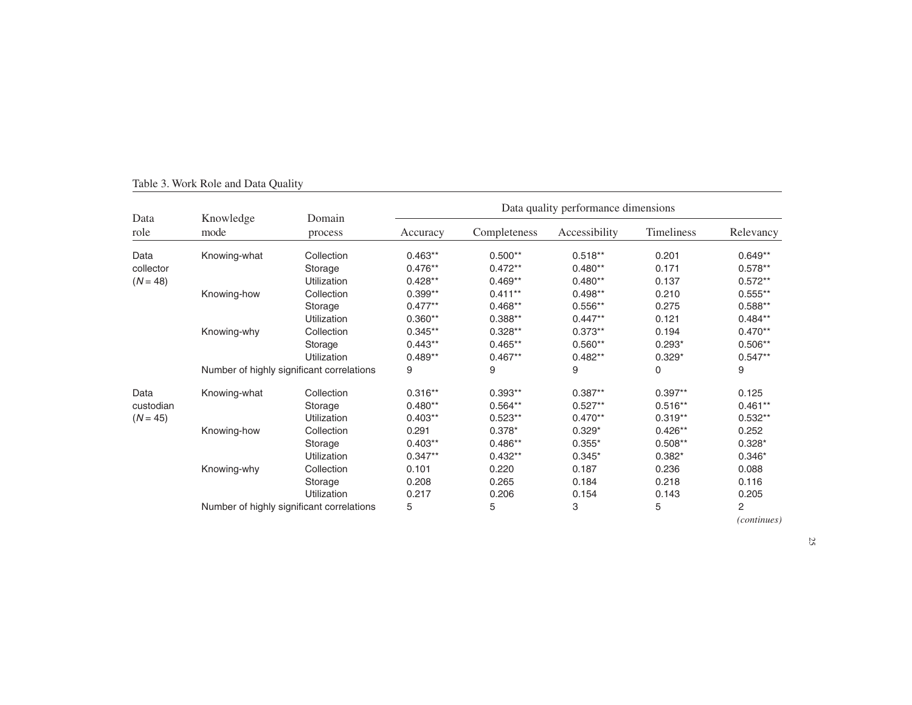Table 3. Work Role and Data Quality

| Data role | Knowledge mode | Domain process | Data quality performance dimensions | | | | |
|---|---|---|---|---|---|---|---|
| | | | Accuracy | Completeness | Accessibility | Timeliness | Relevancy |
| Data collector ($N = 48$) | Knowing-what | Collection | 0.463** | 0.500** | 0.518** | 0.201 | 0.649** |
| | | Storage | 0.476** | 0.472** | 0.480** | 0.171 | 0.578** |
| | | Utilization | 0.428** | 0.469** | 0.480** | 0.137 | 0.572** |
| | Knowing-how | Collection | 0.399** | 0.411** | 0.498** | 0.210 | 0.555** |
| | | Storage | 0.477** | 0.468** | 0.556** | 0.275 | 0.588** |
| | | Utilization | 0.360** | 0.388** | 0.447** | 0.121 | 0.484** |
| | Knowing-why | Collection | 0.345** | 0.328** | 0.373** | 0.194 | 0.470** |
| | | Storage | 0.443** | 0.465** | 0.560** | 0.293* | 0.506** |
| | | Utilization | 0.489** | 0.467** | 0.482** | 0.329* | 0.547** |
| | Number of highly significant correlations | | 9 | 9 | 9 | 0 | 9 |
| Data custodian ($N = 45$) | Knowing-what | Collection | 0.316** | 0.393** | 0.387** | 0.397** | 0.125 |
| | | Storage | 0.480** | 0.564** | 0.527** | 0.516** | 0.461** |
| | | Utilization | 0.403** | 0.523** | 0.470** | 0.319** | 0.532** |
| | Knowing-how | Collection | 0.291 | 0.378* | 0.329* | 0.426** | 0.252 |
| | | Storage | 0.403** | 0.486** | 0.355* | 0.508** | 0.328* |
| | | Utilization | 0.347** | 0.432** | 0.345* | 0.382* | 0.346* |
| | Knowing-why | Collection | 0.101 | 0.220 | 0.187 | 0.236 | 0.088 |
| | | Storage | 0.208 | 0.265 | 0.184 | 0.218 | 0.116 |
| | | Utilization | 0.217 | 0.206 | 0.154 | 0.143 | 0.205 |
| | Number of highly significant correlations | | 5 | 5 | 3 | 5 | 2 |

*(continues)*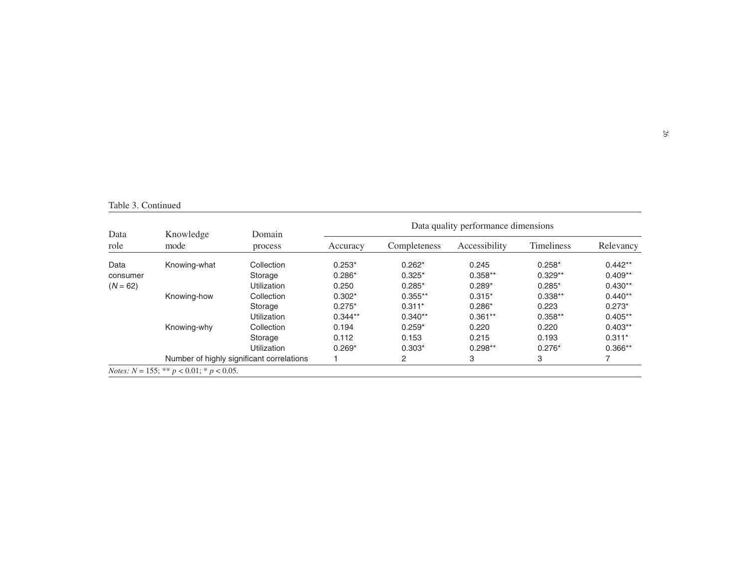Table 3. Continued

| Data role | Knowledge mode | Domain process | Data quality performance dimensions | | | | |
|---|---|---|---|---|---|---|---|
| | | | Accuracy | Completeness | Accessibility | Timeliness | Relevancy |
| Data consumer ($N = 62$) | Knowing-what | Collection | 0.253* | 0.262* | 0.245 | 0.258* | 0.442** |
| | | Storage | 0.286* | 0.325* | 0.358** | 0.329** | 0.409** |
| | | Utilization | 0.250 | 0.285* | 0.289* | 0.285* | 0.430** |
| | Knowing-how | Collection | 0.302* | 0.355** | 0.315* | 0.338** | 0.440** |
| | | Storage | 0.275* | 0.311* | 0.286* | 0.223 | 0.273* |
| | | Utilization | 0.344** | 0.340** | 0.361** | 0.358** | 0.405** |
| | Knowing-why | Collection | 0.194 | 0.259* | 0.220 | 0.220 | 0.403** |
| | | Storage | 0.112 | 0.153 | 0.215 | 0.193 | 0.311* |
| | | Utilization | 0.269* | 0.303* | 0.298** | 0.276* | 0.366** |
| | Number of highly significant correlations | | 1 | 2 | 3 | 3 | 7 |

*Notes:* $N = 155$; ** $p < 0.01$; * $p < 0.05$.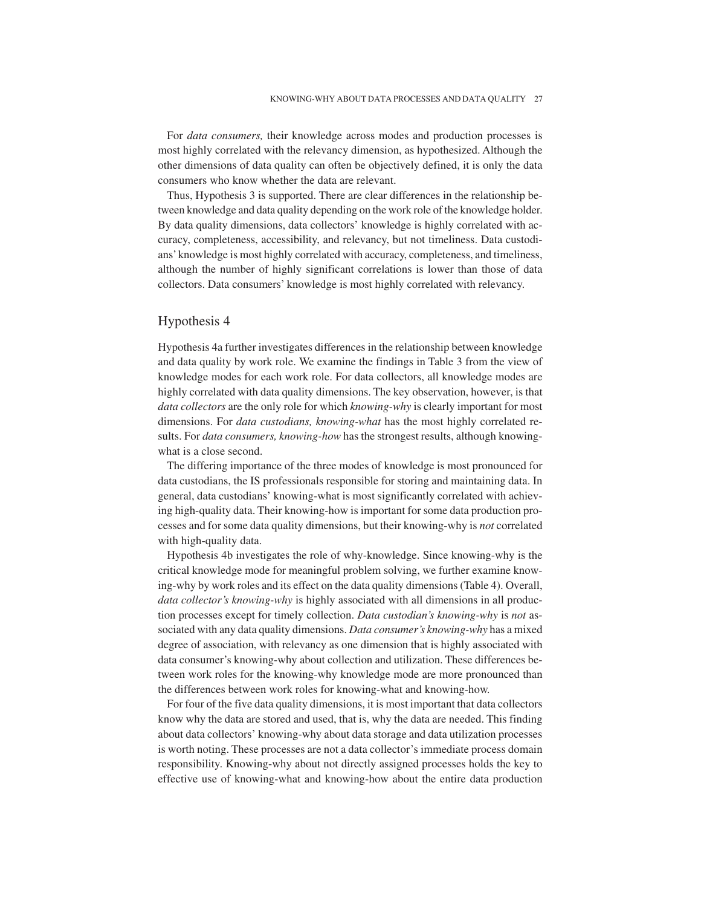For *data consumers,* their knowledge across modes and production processes is most highly correlated with the relevancy dimension, as hypothesized. Although the other dimensions of data quality can often be objectively defined, it is only the data consumers who know whether the data are relevant.

Thus, Hypothesis 3 is supported. There are clear differences in the relationship between knowledge and data quality depending on the work role of the knowledge holder. By data quality dimensions, data collectors' knowledge is highly correlated with accuracy, completeness, accessibility, and relevancy, but not timeliness. Data custodians' knowledge is most highly correlated with accuracy, completeness, and timeliness, although the number of highly significant correlations is lower than those of data collectors. Data consumers' knowledge is most highly correlated with relevancy.

## Hypothesis 4

Hypothesis 4a further investigates differences in the relationship between knowledge and data quality by work role. We examine the findings in Table 3 from the view of knowledge modes for each work role. For data collectors, all knowledge modes are highly correlated with data quality dimensions. The key observation, however, is that *data collectors* are the only role for which *knowing-why* is clearly important for most dimensions. For *data custodians, knowing-what* has the most highly correlated results. For *data consumers, knowing-how* has the strongest results, although knowing-what is a close second.

The differing importance of the three modes of knowledge is most pronounced for data custodians, the IS professionals responsible for storing and maintaining data. In general, data custodians' knowing-what is most significantly correlated with achieving high-quality data. Their knowing-how is important for some data production processes and for some data quality dimensions, but their knowing-why is *not* correlated with high-quality data.

Hypothesis 4b investigates the role of why-knowledge. Since knowing-why is the critical knowledge mode for meaningful problem solving, we further examine knowing-why by work roles and its effect on the data quality dimensions (Table 4). Overall, *data collector's knowing-why* is highly associated with all dimensions in all production processes except for timely collection. *Data custodian's knowing-why* is *not* associated with any data quality dimensions. *Data consumer's knowing-why* has a mixed degree of association, with relevancy as one dimension that is highly associated with data consumer's knowing-why about collection and utilization. These differences between work roles for the knowing-why knowledge mode are more pronounced than the differences between work roles for knowing-what and knowing-how.

For four of the five data quality dimensions, it is most important that data collectors know why the data are stored and used, that is, why the data are needed. This finding about data collectors' knowing-why about data storage and data utilization processes is worth noting. These processes are not a data collector's immediate process domain responsibility. Knowing-why about not directly assigned processes holds the key to effective use of knowing-what and knowing-how about the entire data production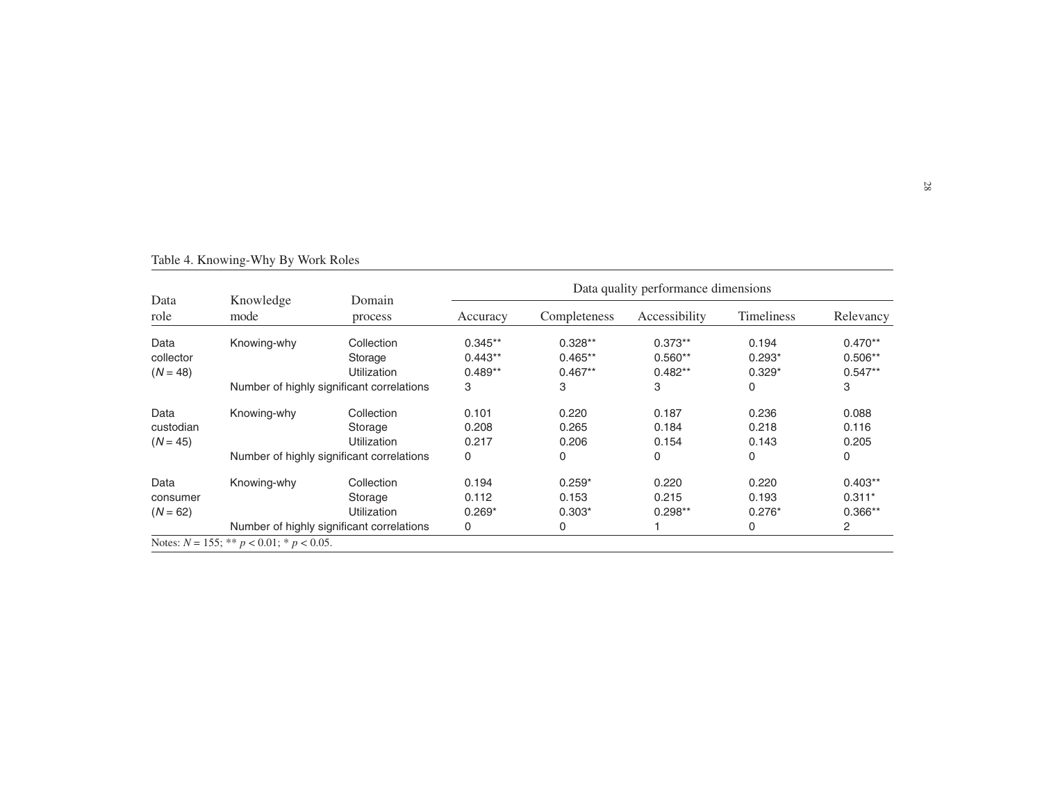Table 4. Knowing-Why By Work Roles

| Data role | Knowledge mode | Domain process | Data quality performance dimensions | | | | |
|---|---|---|---|---|---|---|---|
| | | | Accuracy | Completeness | Accessibility | Timeliness | Relevancy |
| Data collector ($N = 48$) | Knowing-why | Collection | 0.345** | 0.328** | 0.373** | 0.194 | 0.470** |
| | | Storage | 0.443** | 0.465** | 0.560** | 0.293* | 0.506** |
| | | Utilization | 0.489** | 0.467** | 0.482** | 0.329* | 0.547** |
| | Number of highly significant correlations | | 3 | 3 | 3 | 0 | 3 |
| Data custodian ($N = 45$) | Knowing-why | Collection | 0.101 | 0.220 | 0.187 | 0.236 | 0.088 |
| | | Storage | 0.208 | 0.265 | 0.184 | 0.218 | 0.116 |
| | | Utilization | 0.217 | 0.206 | 0.154 | 0.143 | 0.205 |
| | Number of highly significant correlations | | 0 | 0 | 0 | 0 | 0 |
| Data consumer ($N = 62$) | Knowing-why | Collection | 0.194 | 0.259* | 0.220 | 0.220 | 0.403** |
| | | Storage | 0.112 | 0.153 | 0.215 | 0.193 | 0.311* |
| | | Utilization | 0.269* | 0.303* | 0.298** | 0.276* | 0.366** |
| | Number of highly significant correlations | | 0 | 0 | 1 | 0 | 2 |

Notes: $N = 155$; ** $p < 0.01$; * $p < 0.05$.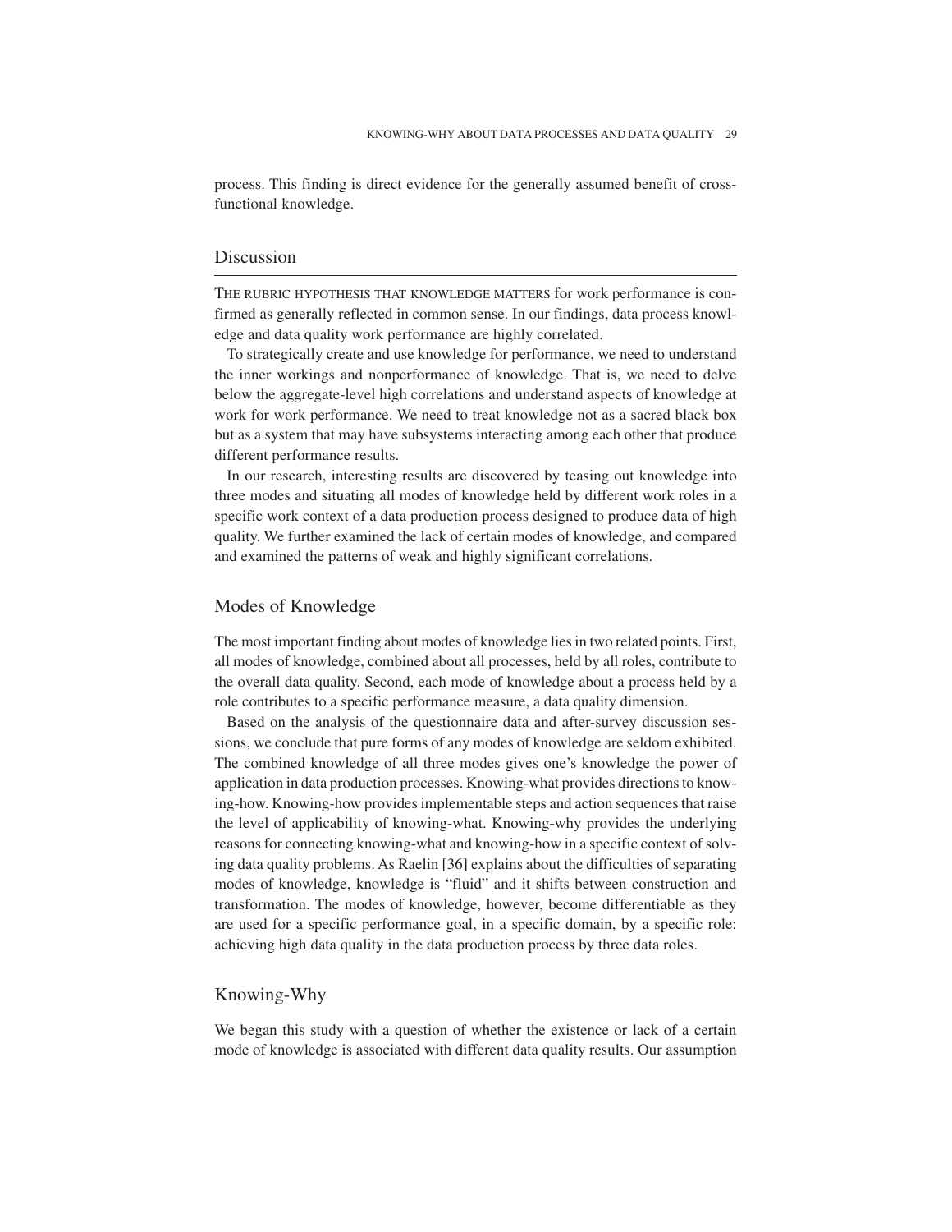process. This finding is direct evidence for the generally assumed benefit of cross-functional knowledge.

## Discussion

THE RUBRIC HYPOTHESIS THAT KNOWLEDGE MATTERS for work performance is confirmed as generally reflected in common sense. In our findings, data process knowledge and data quality work performance are highly correlated.

To strategically create and use knowledge for performance, we need to understand the inner workings and nonperformance of knowledge. That is, we need to delve below the aggregate-level high correlations and understand aspects of knowledge at work for work performance. We need to treat knowledge not as a sacred black box but as a system that may have subsystems interacting among each other that produce different performance results.

In our research, interesting results are discovered by teasing out knowledge into three modes and situating all modes of knowledge held by different work roles in a specific work context of a data production process designed to produce data of high quality. We further examined the lack of certain modes of knowledge, and compared and examined the patterns of weak and highly significant correlations.

## Modes of Knowledge

The most important finding about modes of knowledge lies in two related points. First, all modes of knowledge, combined about all processes, held by all roles, contribute to the overall data quality. Second, each mode of knowledge about a process held by a role contributes to a specific performance measure, a data quality dimension.

Based on the analysis of the questionnaire data and after-survey discussion sessions, we conclude that pure forms of any modes of knowledge are seldom exhibited. The combined knowledge of all three modes gives one's knowledge the power of application in data production processes. Knowing-what provides directions to knowing-how. Knowing-how provides implementable steps and action sequences that raise the level of applicability of knowing-what. Knowing-why provides the underlying reasons for connecting knowing-what and knowing-how in a specific context of solving data quality problems. As Raelin [36] explains about the difficulties of separating modes of knowledge, knowledge is "fluid" and it shifts between construction and transformation. The modes of knowledge, however, become differentiable as they are used for a specific performance goal, in a specific domain, by a specific role: achieving high data quality in the data production process by three data roles.

## Knowing-Why

We began this study with a question of whether the existence or lack of a certain mode of knowledge is associated with different data quality results. Our assumption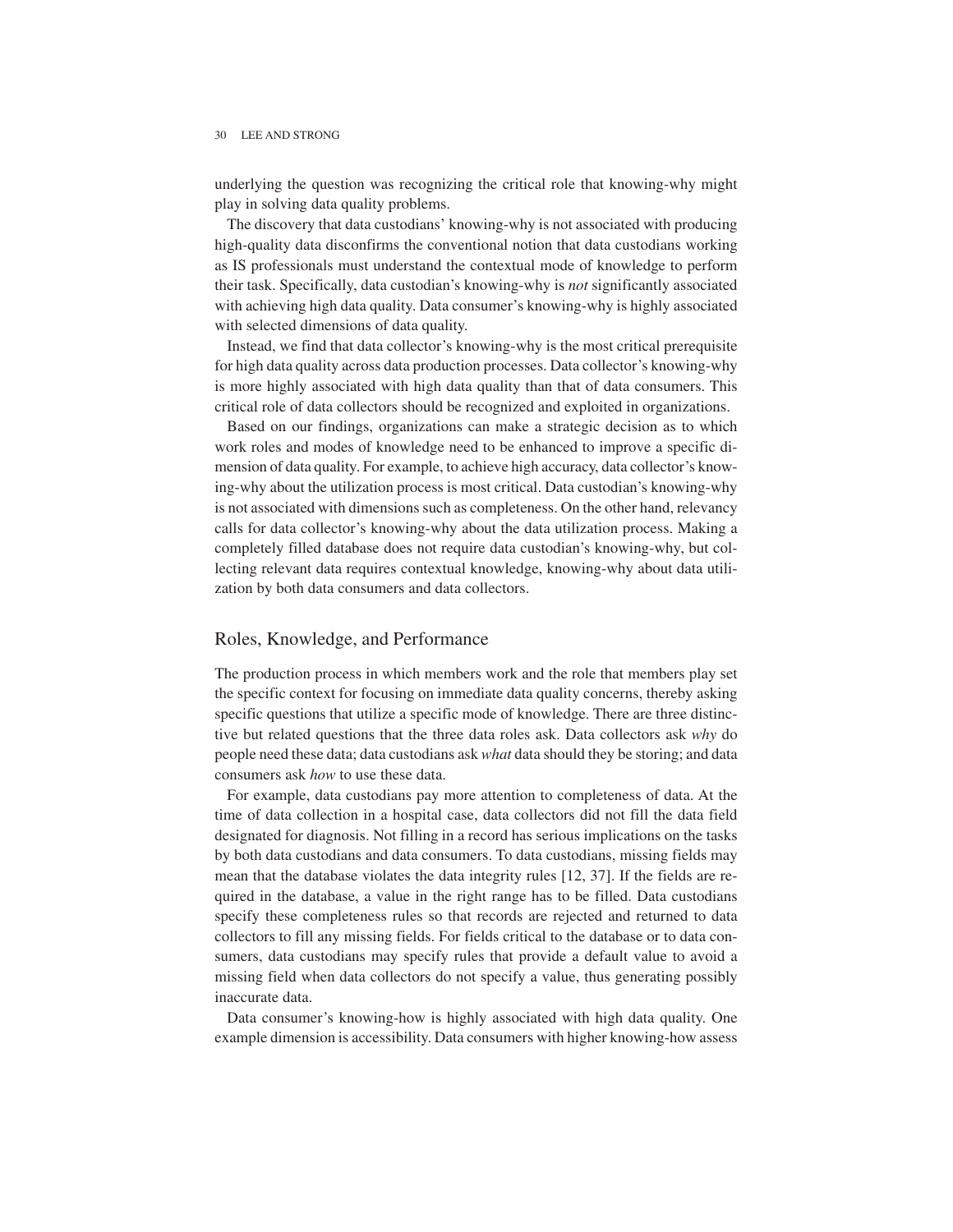underlying the question was recognizing the critical role that knowing-why might play in solving data quality problems.

The discovery that data custodians' knowing-why is not associated with producing high-quality data disconfirms the conventional notion that data custodians working as IS professionals must understand the contextual mode of knowledge to perform their task. Specifically, data custodian's knowing-why is *not* significantly associated with achieving high data quality. Data consumer's knowing-why is highly associated with selected dimensions of data quality.

Instead, we find that data collector's knowing-why is the most critical prerequisite for high data quality across data production processes. Data collector's knowing-why is more highly associated with high data quality than that of data consumers. This critical role of data collectors should be recognized and exploited in organizations.

Based on our findings, organizations can make a strategic decision as to which work roles and modes of knowledge need to be enhanced to improve a specific dimension of data quality. For example, to achieve high accuracy, data collector's knowing-why about the utilization process is most critical. Data custodian's knowing-why is not associated with dimensions such as completeness. On the other hand, relevancy calls for data collector's knowing-why about the data utilization process. Making a completely filled database does not require data custodian's knowing-why, but collecting relevant data requires contextual knowledge, knowing-why about data utilization by both data consumers and data collectors.

## Roles, Knowledge, and Performance

The production process in which members work and the role that members play set the specific context for focusing on immediate data quality concerns, thereby asking specific questions that utilize a specific mode of knowledge. There are three distinctive but related questions that the three data roles ask. Data collectors ask *why* do people need these data; data custodians ask *what* data should they be storing; and data consumers ask *how* to use these data.

For example, data custodians pay more attention to completeness of data. At the time of data collection in a hospital case, data collectors did not fill the data field designated for diagnosis. Not filling in a record has serious implications on the tasks by both data custodians and data consumers. To data custodians, missing fields may mean that the database violates the data integrity rules [12, 37]. If the fields are required in the database, a value in the right range has to be filled. Data custodians specify these completeness rules so that records are rejected and returned to data collectors to fill any missing fields. For fields critical to the database or to data consumers, data custodians may specify rules that provide a default value to avoid a missing field when data collectors do not specify a value, thus generating possibly inaccurate data.

Data consumer's knowing-how is highly associated with high data quality. One example dimension is accessibility. Data consumers with higher knowing-how assess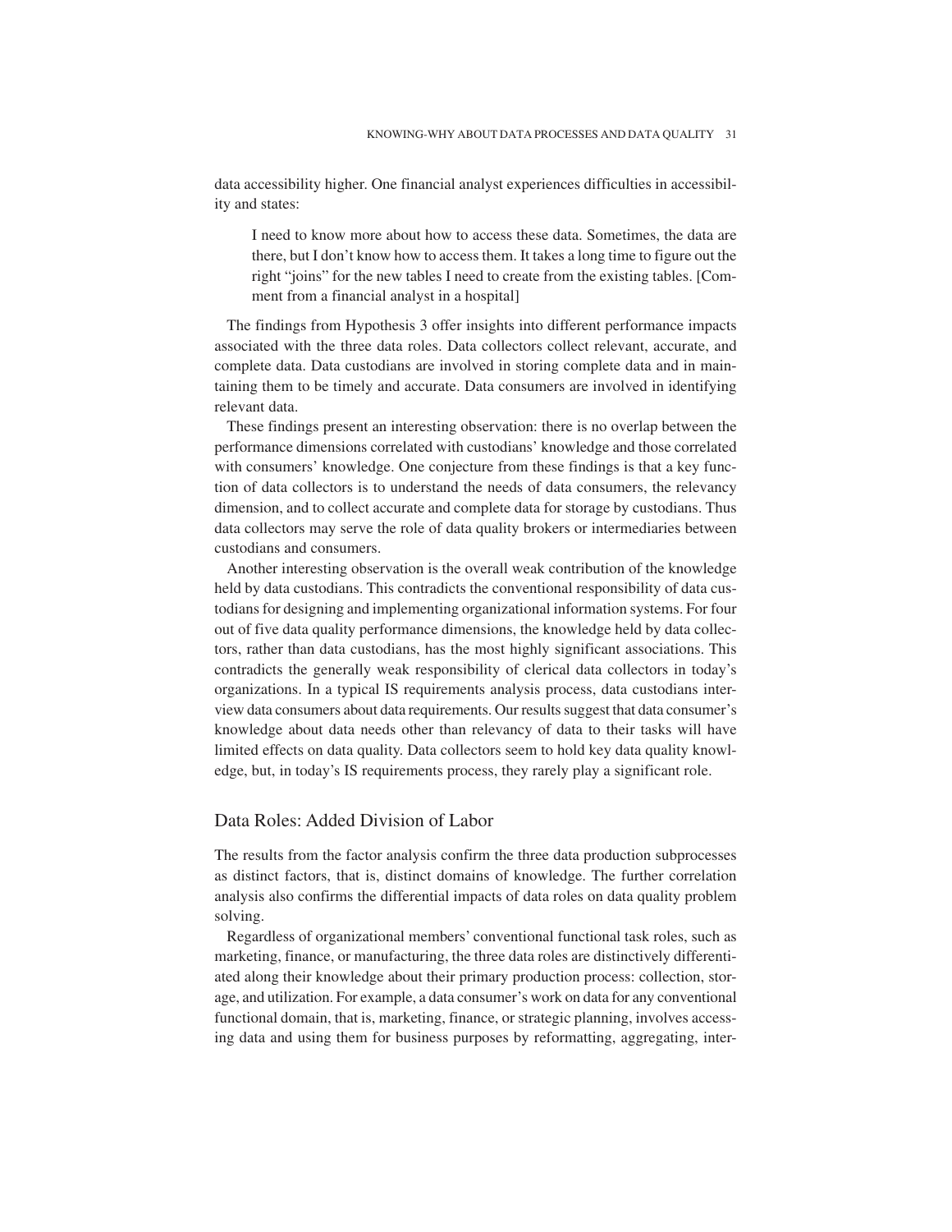data accessibility higher. One financial analyst experiences difficulties in accessibility and states:

> I need to know more about how to access these data. Sometimes, the data are there, but I don't know how to access them. It takes a long time to figure out the right "joins" for the new tables I need to create from the existing tables. [Comment from a financial analyst in a hospital]

The findings from Hypothesis 3 offer insights into different performance impacts associated with the three data roles. Data collectors collect relevant, accurate, and complete data. Data custodians are involved in storing complete data and in maintaining them to be timely and accurate. Data consumers are involved in identifying relevant data.

These findings present an interesting observation: there is no overlap between the performance dimensions correlated with custodians' knowledge and those correlated with consumers' knowledge. One conjecture from these findings is that a key function of data collectors is to understand the needs of data consumers, the relevancy dimension, and to collect accurate and complete data for storage by custodians. Thus data collectors may serve the role of data quality brokers or intermediaries between custodians and consumers.

Another interesting observation is the overall weak contribution of the knowledge held by data custodians. This contradicts the conventional responsibility of data custodians for designing and implementing organizational information systems. For four out of five data quality performance dimensions, the knowledge held by data collectors, rather than data custodians, has the most highly significant associations. This contradicts the generally weak responsibility of clerical data collectors in today's organizations. In a typical IS requirements analysis process, data custodians interview data consumers about data requirements. Our results suggest that data consumer's knowledge about data needs other than relevancy of data to their tasks will have limited effects on data quality. Data collectors seem to hold key data quality knowledge, but, in today's IS requirements process, they rarely play a significant role.

## Data Roles: Added Division of Labor

The results from the factor analysis confirm the three data production subprocesses as distinct factors, that is, distinct domains of knowledge. The further correlation analysis also confirms the differential impacts of data roles on data quality problem solving.

Regardless of organizational members' conventional functional task roles, such as marketing, finance, or manufacturing, the three data roles are distinctively differentiated along their knowledge about their primary production process: collection, storage, and utilization. For example, a data consumer's work on data for any conventional functional domain, that is, marketing, finance, or strategic planning, involves accessing data and using them for business purposes by reformatting, aggregating, inter-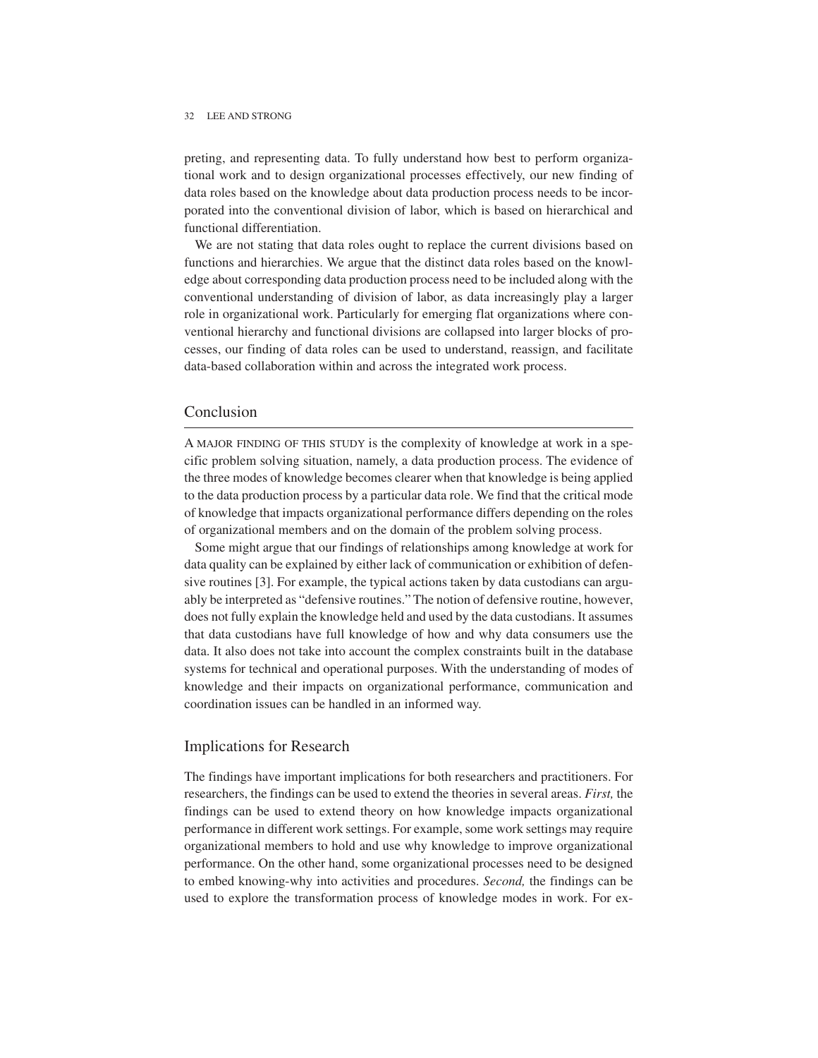preting, and representing data. To fully understand how best to perform organizational work and to design organizational processes effectively, our new finding of data roles based on the knowledge about data production process needs to be incorporated into the conventional division of labor, which is based on hierarchical and functional differentiation.

We are not stating that data roles ought to replace the current divisions based on functions and hierarchies. We argue that the distinct data roles based on the knowledge about corresponding data production process need to be included along with the conventional understanding of division of labor, as data increasingly play a larger role in organizational work. Particularly for emerging flat organizations where conventional hierarchy and functional divisions are collapsed into larger blocks of processes, our finding of data roles can be used to understand, reassign, and facilitate data-based collaboration within and across the integrated work process.

## Conclusion

A MAJOR FINDING OF THIS STUDY is the complexity of knowledge at work in a specific problem solving situation, namely, a data production process. The evidence of the three modes of knowledge becomes clearer when that knowledge is being applied to the data production process by a particular data role. We find that the critical mode of knowledge that impacts organizational performance differs depending on the roles of organizational members and on the domain of the problem solving process.

Some might argue that our findings of relationships among knowledge at work for data quality can be explained by either lack of communication or exhibition of defensive routines [3]. For example, the typical actions taken by data custodians can arguably be interpreted as "defensive routines." The notion of defensive routine, however, does not fully explain the knowledge held and used by the data custodians. It assumes that data custodians have full knowledge of how and why data consumers use the data. It also does not take into account the complex constraints built in the database systems for technical and operational purposes. With the understanding of modes of knowledge and their impacts on organizational performance, communication and coordination issues can be handled in an informed way.

## Implications for Research

The findings have important implications for both researchers and practitioners. For researchers, the findings can be used to extend the theories in several areas. *First,* the findings can be used to extend theory on how knowledge impacts organizational performance in different work settings. For example, some work settings may require organizational members to hold and use why knowledge to improve organizational performance. On the other hand, some organizational processes need to be designed to embed knowing-why into activities and procedures. *Second,* the findings can be used to explore the transformation process of knowledge modes in work. For ex-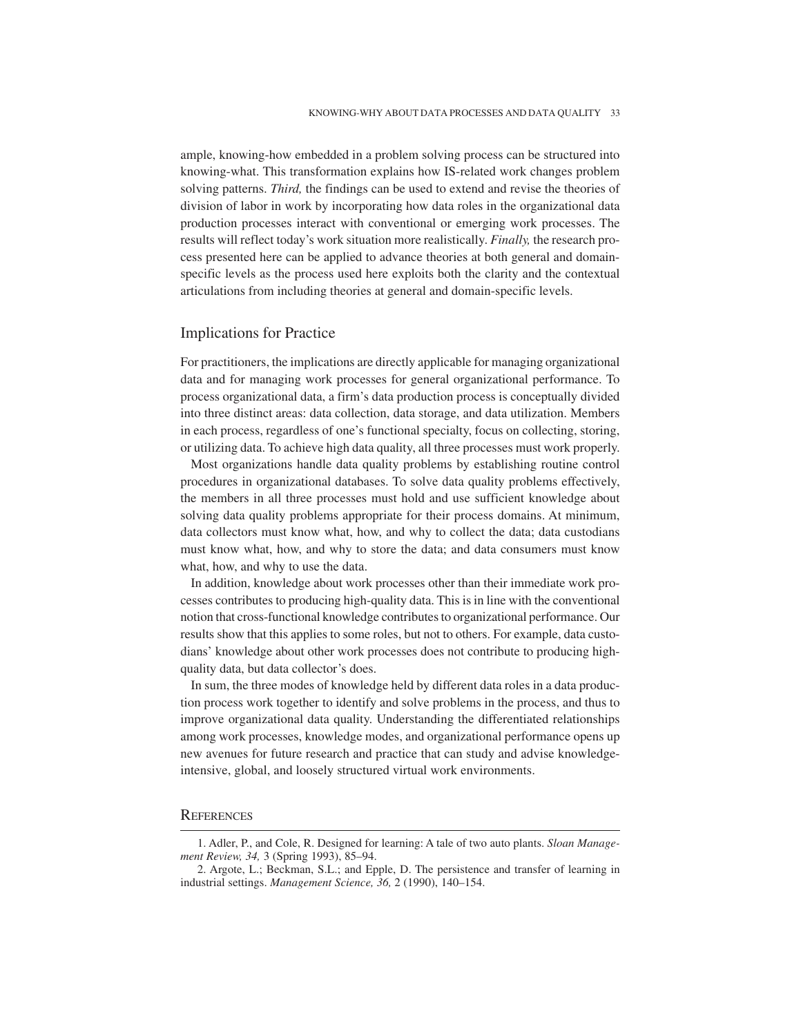ample, knowing-how embedded in a problem solving process can be structured into knowing-what. This transformation explains how IS-related work changes problem solving patterns. *Third,* the findings can be used to extend and revise the theories of division of labor in work by incorporating how data roles in the organizational data production processes interact with conventional or emerging work processes. The results will reflect today's work situation more realistically. *Finally,* the research process presented here can be applied to advance theories at both general and domain-specific levels as the process used here exploits both the clarity and the contextual articulations from including theories at general and domain-specific levels.

## Implications for Practice

For practitioners, the implications are directly applicable for managing organizational data and for managing work processes for general organizational performance. To process organizational data, a firm's data production process is conceptually divided into three distinct areas: data collection, data storage, and data utilization. Members in each process, regardless of one's functional specialty, focus on collecting, storing, or utilizing data. To achieve high data quality, all three processes must work properly.

Most organizations handle data quality problems by establishing routine control procedures in organizational databases. To solve data quality problems effectively, the members in all three processes must hold and use sufficient knowledge about solving data quality problems appropriate for their process domains. At minimum, data collectors must know what, how, and why to collect the data; data custodians must know what, how, and why to store the data; and data consumers must know what, how, and why to use the data.

In addition, knowledge about work processes other than their immediate work processes contributes to producing high-quality data. This is in line with the conventional notion that cross-functional knowledge contributes to organizational performance. Our results show that this applies to some roles, but not to others. For example, data custodians' knowledge about other work processes does not contribute to producing high-quality data, but data collector's does.

In sum, the three modes of knowledge held by different data roles in a data production process work together to identify and solve problems in the process, and thus to improve organizational data quality. Understanding the differentiated relationships among work processes, knowledge modes, and organizational performance opens up new avenues for future research and practice that can study and advise knowledge-intensive, global, and loosely structured virtual work environments.

## References

1. Adler, P., and Cole, R. Designed for learning: A tale of two auto plants. *Sloan Management Review, 34,* 3 (Spring 1993), 85–94.

2. Argote, L.; Beckman, S.L.; and Epple, D. The persistence and transfer of learning in industrial settings. *Management Science, 36,* 2 (1990), 140–154.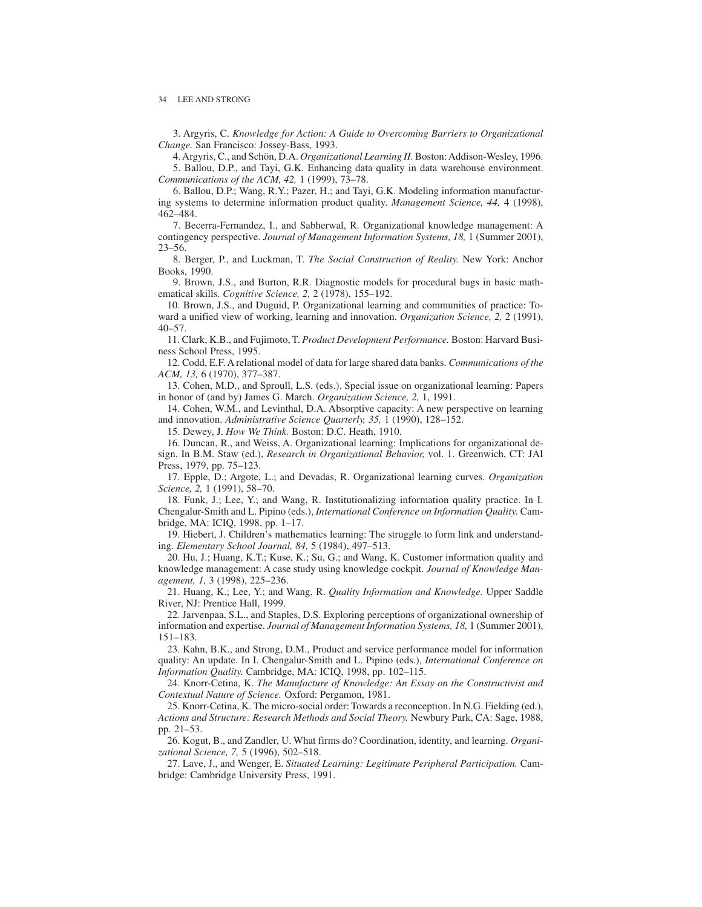3. Argyris, C. *Knowledge for Action: A Guide to Overcoming Barriers to Organizational Change.* San Francisco: Jossey-Bass, 1993.

4. Argyris, C., and Schön, D.A. *Organizational Learning II.* Boston: Addison-Wesley, 1996.

5. Ballou, D.P., and Tayi, G.K. Enhancing data quality in data warehouse environment. *Communications of the ACM, 42,* 1 (1999), 73–78.

6. Ballou, D.P.; Wang, R.Y.; Pazer, H.; and Tayi, G.K. Modeling information manufacturing systems to determine information product quality. *Management Science, 44,* 4 (1998), 462–484.

7. Becerra-Fernandez, I., and Sabherwal, R. Organizational knowledge management: A contingency perspective. *Journal of Management Information Systems, 18,* 1 (Summer 2001), 23–56.

8. Berger, P., and Luckman, T. *The Social Construction of Reality.* New York: Anchor Books, 1990.

9. Brown, J.S., and Burton, R.R. Diagnostic models for procedural bugs in basic mathematical skills. *Cognitive Science, 2,* 2 (1978), 155–192.

10. Brown, J.S., and Duguid, P. Organizational learning and communities of practice: Toward a unified view of working, learning and innovation. *Organization Science, 2,* 2 (1991), 40–57.

11. Clark, K.B., and Fujimoto, T. *Product Development Performance.* Boston: Harvard Business School Press, 1995.

12. Codd, E.F. A relational model of data for large shared data banks. *Communications of the ACM, 13,* 6 (1970), 377–387.

13. Cohen, M.D., and Sproull, L.S. (eds.). Special issue on organizational learning: Papers in honor of (and by) James G. March. *Organization Science, 2,* 1, 1991.

14. Cohen, W.M., and Levinthal, D.A. Absorptive capacity: A new perspective on learning and innovation. *Administrative Science Quarterly, 35,* 1 (1990), 128–152.

15. Dewey, J. *How We Think.* Boston: D.C. Heath, 1910.

16. Duncan, R., and Weiss, A. Organizational learning: Implications for organizational design. In B.M. Staw (ed.), *Research in Organizational Behavior,* vol. 1. Greenwich, CT: JAI Press, 1979, pp. 75–123.

17. Epple, D.; Argote, L.; and Devadas, R. Organizational learning curves. *Organization Science, 2,* 1 (1991), 58–70.

18. Funk, J.; Lee, Y.; and Wang, R. Institutionalizing information quality practice. In I. Chengalur-Smith and L. Pipino (eds.), *International Conference on Information Quality.* Cambridge, MA: ICIQ, 1998, pp. 1–17.

19. Hiebert, J. Children's mathematics learning: The struggle to form link and understanding. *Elementary School Journal, 84,* 5 (1984), 497–513.

20. Hu, J.; Huang, K.T.; Kuse, K.; Su, G.; and Wang, K. Customer information quality and knowledge management: A case study using knowledge cockpit. *Journal of Knowledge Management, 1,* 3 (1998), 225–236.

21. Huang, K.; Lee, Y.; and Wang, R. *Quality Information and Knowledge.* Upper Saddle River, NJ: Prentice Hall, 1999.

22. Jarvenpaa, S.L., and Staples, D.S. Exploring perceptions of organizational ownership of information and expertise. *Journal of Management Information Systems, 18,* 1 (Summer 2001), 151–183.

23. Kahn, B.K., and Strong, D.M., Product and service performance model for information quality: An update. In I. Chengalur-Smith and L. Pipino (eds.), *International Conference on Information Quality.* Cambridge, MA: ICIQ, 1998, pp. 102–115.

24. Knorr-Cetina, K. *The Manufacture of Knowledge: An Essay on the Constructivist and Contextual Nature of Science.* Oxford: Pergamon, 1981.

25. Knorr-Cetina, K. The micro-social order: Towards a reconception. In N.G. Fielding (ed.), *Actions and Structure: Research Methods and Social Theory.* Newbury Park, CA: Sage, 1988, pp. 21–53.

26. Kogut, B., and Zandler, U. What firms do? Coordination, identity, and learning. *Organizational Science, 7,* 5 (1996), 502–518.

27. Lave, J., and Wenger, E. *Situated Learning: Legitimate Peripheral Participation.* Cambridge: Cambridge University Press, 1991.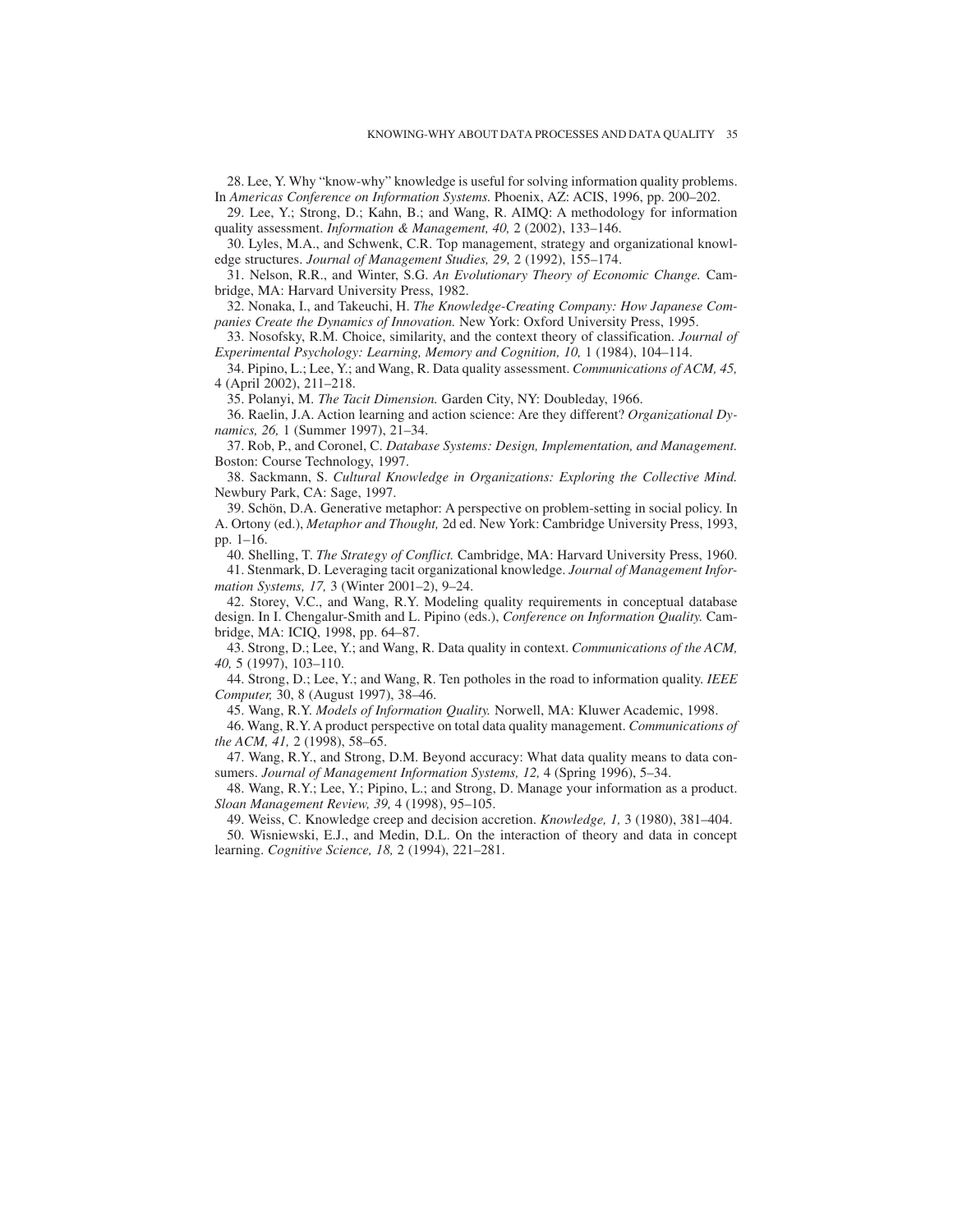28. Lee, Y. Why "know-why" knowledge is useful for solving information quality problems. In *Americas Conference on Information Systems.* Phoenix, AZ: ACIS, 1996, pp. 200–202.

29. Lee, Y.; Strong, D.; Kahn, B.; and Wang, R. AIMQ: A methodology for information quality assessment. *Information & Management, 40,* 2 (2002), 133–146.

30. Lyles, M.A., and Schwenk, C.R. Top management, strategy and organizational knowledge structures. *Journal of Management Studies, 29,* 2 (1992), 155–174.

31. Nelson, R.R., and Winter, S.G. *An Evolutionary Theory of Economic Change.* Cambridge, MA: Harvard University Press, 1982.

32. Nonaka, I., and Takeuchi, H. *The Knowledge-Creating Company: How Japanese Companies Create the Dynamics of Innovation.* New York: Oxford University Press, 1995.

33. Nosofsky, R.M. Choice, similarity, and the context theory of classification. *Journal of Experimental Psychology: Learning, Memory and Cognition, 10,* 1 (1984), 104–114.

34. Pipino, L.; Lee, Y.; and Wang, R. Data quality assessment. *Communications of ACM, 45,* 4 (April 2002), 211–218.

35. Polanyi, M. *The Tacit Dimension.* Garden City, NY: Doubleday, 1966.

36. Raelin, J.A. Action learning and action science: Are they different? *Organizational Dynamics, 26,* 1 (Summer 1997), 21–34.

37. Rob, P., and Coronel, C. *Database Systems: Design, Implementation, and Management.* Boston: Course Technology, 1997.

38. Sackmann, S. *Cultural Knowledge in Organizations: Exploring the Collective Mind.* Newbury Park, CA: Sage, 1997.

39. Schön, D.A. Generative metaphor: A perspective on problem-setting in social policy. In A. Ortony (ed.), *Metaphor and Thought,* 2d ed. New York: Cambridge University Press, 1993, pp. 1–16.

40. Shelling, T. *The Strategy of Conflict.* Cambridge, MA: Harvard University Press, 1960.

41. Stenmark, D. Leveraging tacit organizational knowledge. *Journal of Management Information Systems, 17,* 3 (Winter 2001–2), 9–24.

42. Storey, V.C., and Wang, R.Y. Modeling quality requirements in conceptual database design. In I. Chengalur-Smith and L. Pipino (eds.), *Conference on Information Quality.* Cambridge, MA: ICIQ, 1998, pp. 64–87.

43. Strong, D.; Lee, Y.; and Wang, R. Data quality in context. *Communications of the ACM, 40,* 5 (1997), 103–110.

44. Strong, D.; Lee, Y.; and Wang, R. Ten potholes in the road to information quality. *IEEE Computer,* 30, 8 (August 1997), 38–46.

45. Wang, R.Y. *Models of Information Quality.* Norwell, MA: Kluwer Academic, 1998.

46. Wang, R.Y. A product perspective on total data quality management. *Communications of the ACM, 41,* 2 (1998), 58–65.

47. Wang, R.Y., and Strong, D.M. Beyond accuracy: What data quality means to data consumers. *Journal of Management Information Systems, 12,* 4 (Spring 1996), 5–34.

48. Wang, R.Y.; Lee, Y.; Pipino, L.; and Strong, D. Manage your information as a product. *Sloan Management Review, 39,* 4 (1998), 95–105.

49. Weiss, C. Knowledge creep and decision accretion. *Knowledge, 1,* 3 (1980), 381–404.

50. Wisniewski, E.J., and Medin, D.L. On the interaction of theory and data in concept learning. *Cognitive Science, 18,* 2 (1994), 221–281.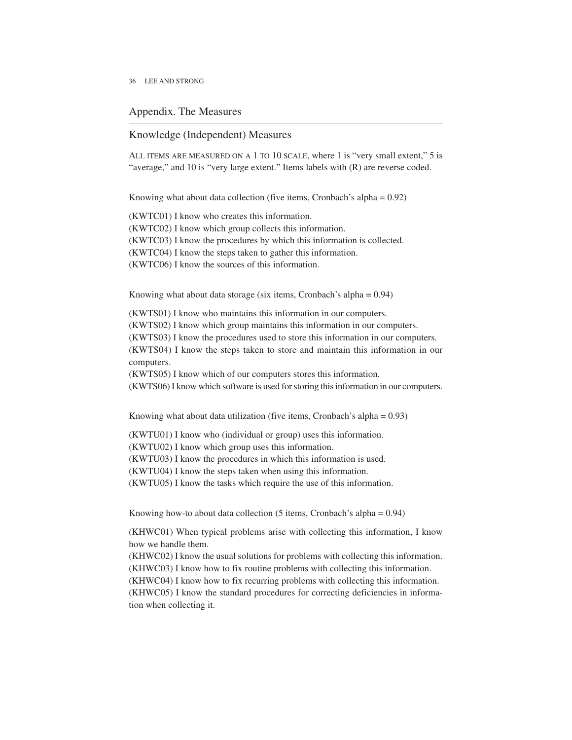## Appendix. The Measures

### Knowledge (Independent) Measures

All items are measured on a 1 to 10 scale, where 1 is "very small extent," 5 is "average," and 10 is "very large extent." Items labels with (R) are reverse coded.

Knowing what about data collection (five items, Cronbach's alpha = 0.92)

(KWTC01) I know who creates this information.
(KWTC02) I know which group collects this information.
(KWTC03) I know the procedures by which this information is collected.
(KWTC04) I know the steps taken to gather this information.
(KWTC06) I know the sources of this information.

Knowing what about data storage (six items, Cronbach's alpha = 0.94)

(KWTS01) I know who maintains this information in our computers.
(KWTS02) I know which group maintains this information in our computers.
(KWTS03) I know the procedures used to store this information in our computers.
(KWTS04) I know the steps taken to store and maintain this information in our computers.
(KWTS05) I know which of our computers stores this information.
(KWTS06) I know which software is used for storing this information in our computers.

Knowing what about data utilization (five items, Cronbach's alpha = 0.93)

(KWTU01) I know who (individual or group) uses this information.
(KWTU02) I know which group uses this information.
(KWTU03) I know the procedures in which this information is used.
(KWTU04) I know the steps taken when using this information.
(KWTU05) I know the tasks which require the use of this information.

Knowing how-to about data collection (5 items, Cronbach's alpha = 0.94)

(KHWC01) When typical problems arise with collecting this information, I know how we handle them.
(KHWC02) I know the usual solutions for problems with collecting this information.
(KHWC03) I know how to fix routine problems with collecting this information.
(KHWC04) I know how to fix recurring problems with collecting this information.
(KHWC05) I know the standard procedures for correcting deficiencies in information when collecting it.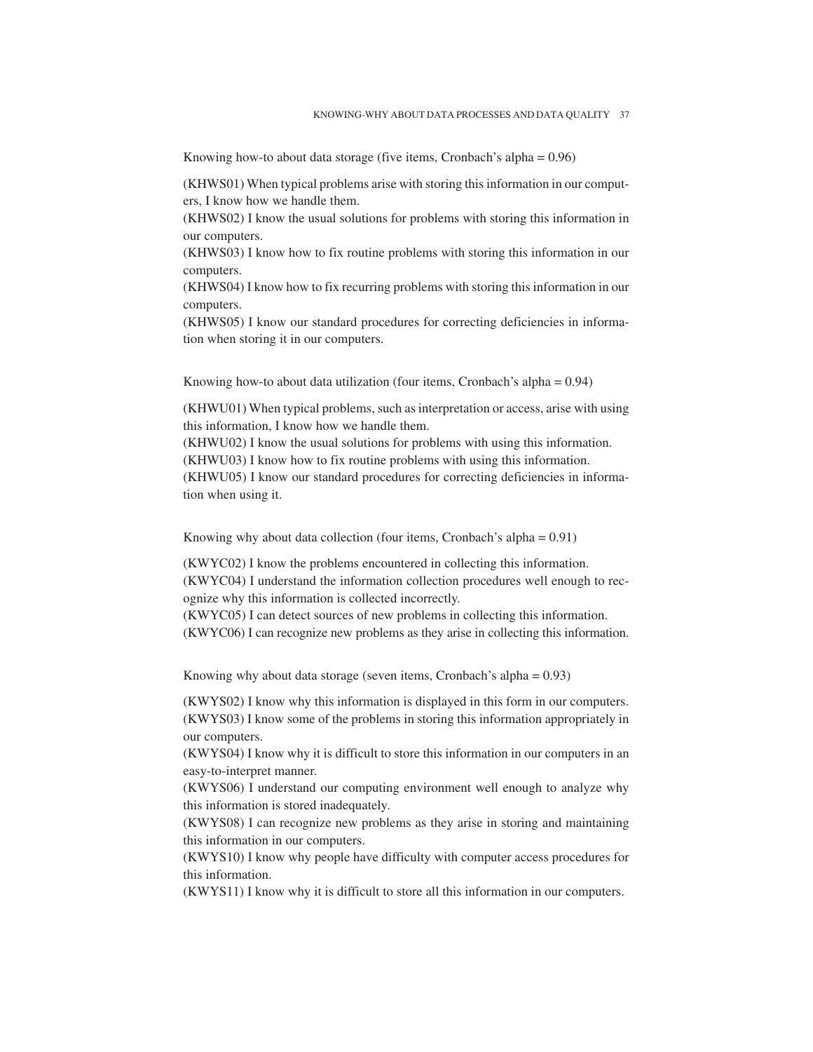Knowing how-to about data storage (five items, Cronbach's alpha = 0.96)

(KHWS01) When typical problems arise with storing this information in our computers, I know how we handle them.
(KHWS02) I know the usual solutions for problems with storing this information in our computers.
(KHWS03) I know how to fix routine problems with storing this information in our computers.
(KHWS04) I know how to fix recurring problems with storing this information in our computers.
(KHWS05) I know our standard procedures for correcting deficiencies in information when storing it in our computers.

Knowing how-to about data utilization (four items, Cronbach's alpha = 0.94)

(KHWU01) When typical problems, such as interpretation or access, arise with using this information, I know how we handle them.
(KHWU02) I know the usual solutions for problems with using this information.
(KHWU03) I know how to fix routine problems with using this information.
(KHWU05) I know our standard procedures for correcting deficiencies in information when using it.

Knowing why about data collection (four items, Cronbach's alpha = 0.91)

(KWYC02) I know the problems encountered in collecting this information.
(KWYC04) I understand the information collection procedures well enough to recognize why this information is collected incorrectly.
(KWYC05) I can detect sources of new problems in collecting this information.
(KWYC06) I can recognize new problems as they arise in collecting this information.

Knowing why about data storage (seven items, Cronbach's alpha = 0.93)

(KWYS02) I know why this information is displayed in this form in our computers.
(KWYS03) I know some of the problems in storing this information appropriately in our computers.
(KWYS04) I know why it is difficult to store this information in our computers in an easy-to-interpret manner.
(KWYS06) I understand our computing environment well enough to analyze why this information is stored inadequately.
(KWYS08) I can recognize new problems as they arise in storing and maintaining this information in our computers.
(KWYS10) I know why people have difficulty with computer access procedures for this information.
(KWYS11) I know why it is difficult to store all this information in our computers.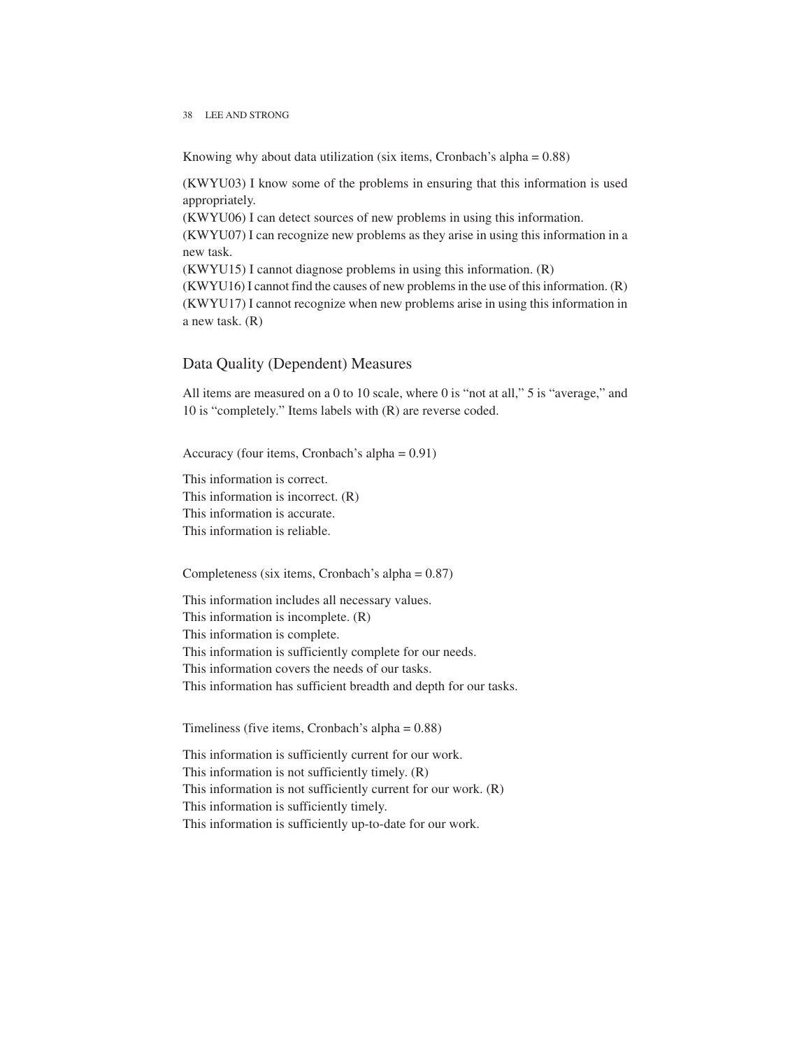Knowing why about data utilization (six items, Cronbach's alpha = 0.88)

(KWYU03) I know some of the problems in ensuring that this information is used appropriately.
(KWYU06) I can detect sources of new problems in using this information.
(KWYU07) I can recognize new problems as they arise in using this information in a new task.
(KWYU15) I cannot diagnose problems in using this information. (R)
(KWYU16) I cannot find the causes of new problems in the use of this information. (R)
(KWYU17) I cannot recognize when new problems arise in using this information in a new task. (R)

## Data Quality (Dependent) Measures

All items are measured on a 0 to 10 scale, where 0 is "not at all," 5 is "average," and 10 is "completely." Items labels with (R) are reverse coded.

Accuracy (four items, Cronbach's alpha = 0.91)

This information is correct.
This information is incorrect. (R)
This information is accurate.
This information is reliable.

Completeness (six items, Cronbach's alpha = 0.87)

This information includes all necessary values.
This information is incomplete. (R)
This information is complete.
This information is sufficiently complete for our needs.
This information covers the needs of our tasks.
This information has sufficient breadth and depth for our tasks.

Timeliness (five items, Cronbach's alpha = 0.88)

This information is sufficiently current for our work.
This information is not sufficiently timely. (R)
This information is not sufficiently current for our work. (R)
This information is sufficiently timely.
This information is sufficiently up-to-date for our work.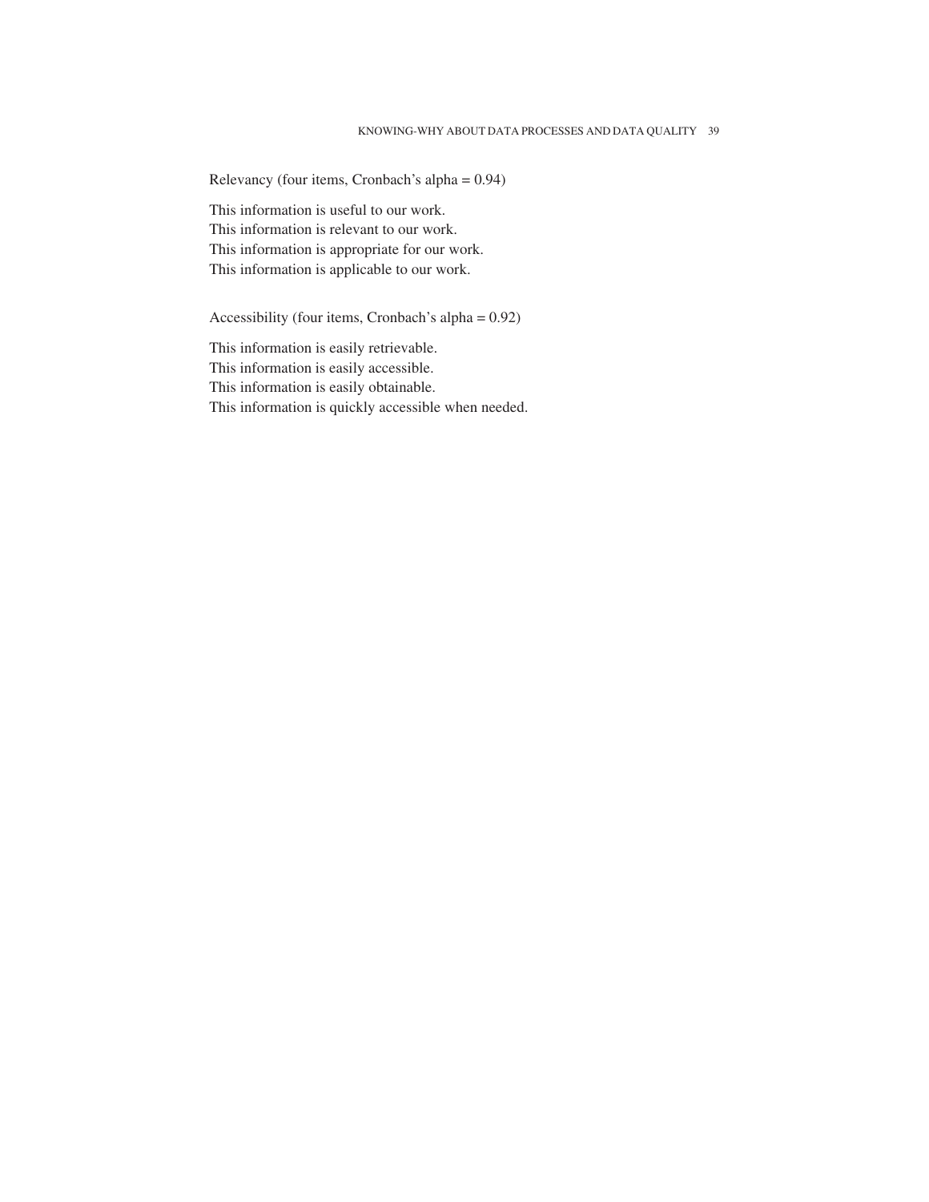Relevancy (four items, Cronbach's alpha = 0.94)

This information is useful to our work.
This information is relevant to our work.
This information is appropriate for our work.
This information is applicable to our work.

Accessibility (four items, Cronbach's alpha = 0.92)

This information is easily retrievable.
This information is easily accessible.
This information is easily obtainable.
This information is quickly accessible when needed.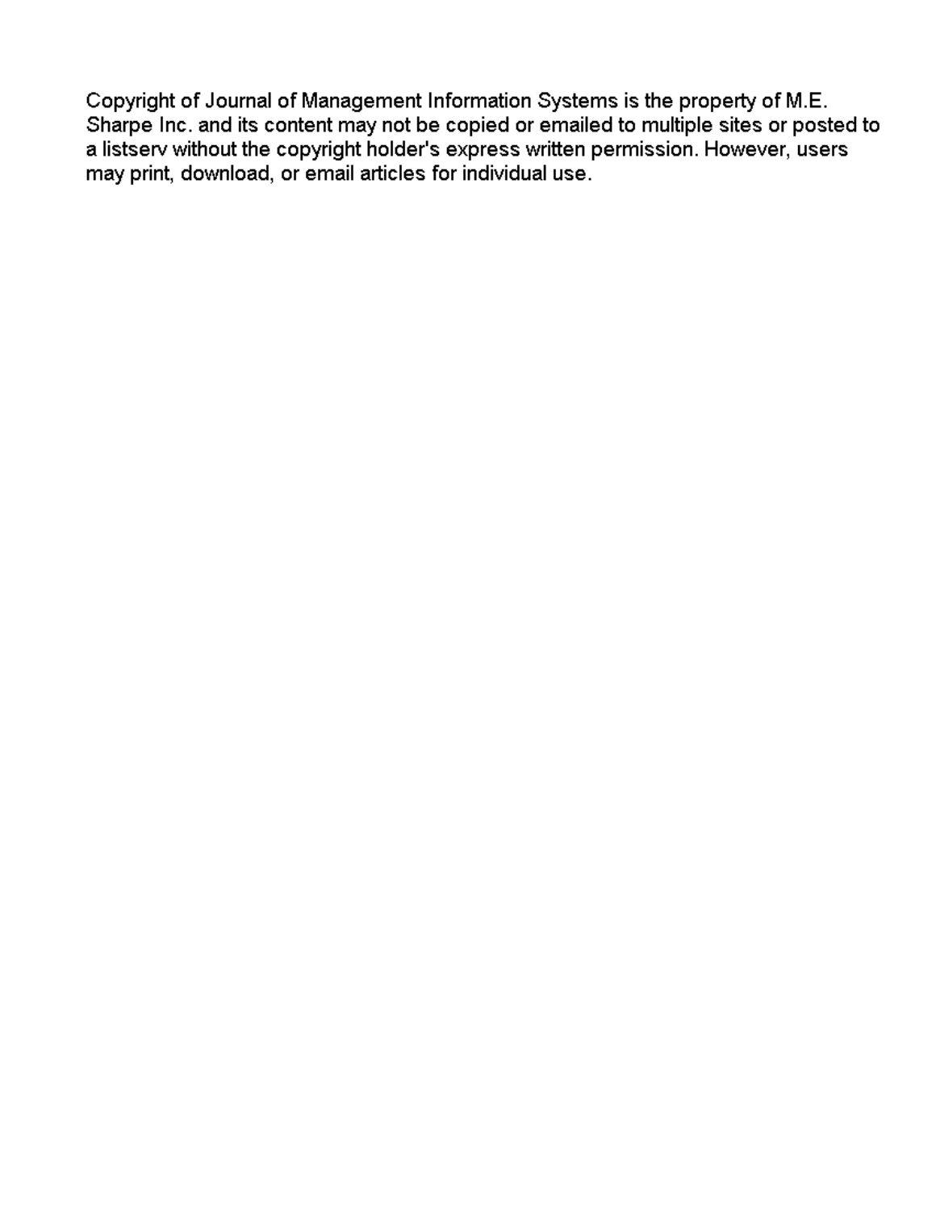Copyright of Journal of Management Information Systems is the property of M.E. Sharpe Inc. and its content may not be copied or emailed to multiple sites or posted to a listserv without the copyright holder's express written permission. However, users may print, download, or email articles for individual use.